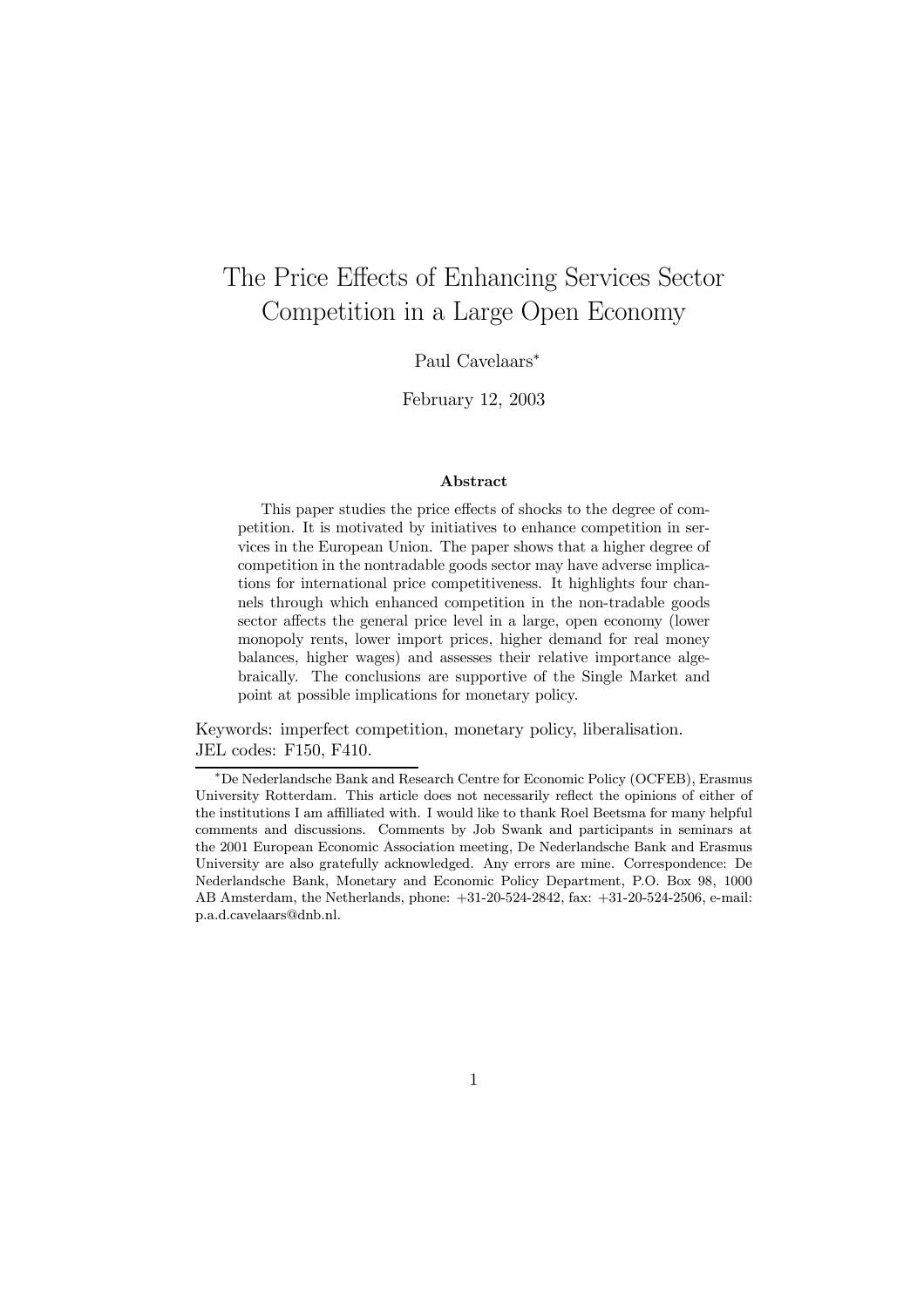# The Price Effects of Enhancing Services Sector Competition in a Large Open Economy

Paul Cavelaars*

February 12, 2003

### Abstract

This paper studies the price effects of shocks to the degree of competition. It is motivated by initiatives to enhance competition in services in the European Union. The paper shows that a higher degree of competition in the nontradable goods sector may have adverse implications for international price competitiveness. It highlights four channels through which enhanced competition in the non-tradable goods sector affects the general price level in a large, open economy (lower monopoly rents, lower import prices, higher demand for real money balances, higher wages) and assesses their relative importance algebraically. The conclusions are supportive of the Single Market and point at possible implications for monetary policy.

Keywords: imperfect competition, monetary policy, liberalisation.
JEL codes: F150, F410.

---

*De Nederlandsche Bank and Research Centre for Economic Policy (OCFEB), Erasmus University Rotterdam. This article does not necessarily reflect the opinions of either of the institutions I am affilliated with. I would like to thank Roel Beetsma for many helpful comments and discussions. Comments by Job Swank and participants in seminars at the 2001 European Economic Association meeting, De Nederlandsche Bank and Erasmus University are also gratefully acknowledged. Any errors are mine. Correspondence: De Nederlandsche Bank, Monetary and Economic Policy Department, P.O. Box 98, 1000 AB Amsterdam, the Netherlands, phone: +31-20-524-2842, fax: +31-20-524-2506, e-mail: p.a.d.cavelaars@dnb.nl.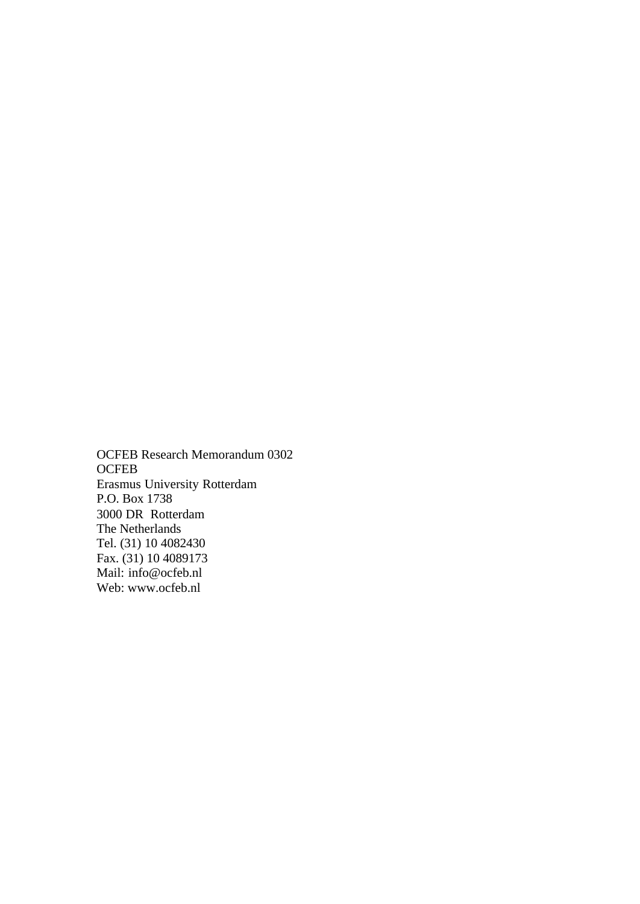OCFEB Research Memorandum 0302
OCFEB
Erasmus University Rotterdam
P.O. Box 1738
3000 DR  Rotterdam
The Netherlands
Tel. (31) 10 4082430
Fax. (31) 10 4089173
Mail: info@ocfeb.nl
Web: www.ocfeb.nl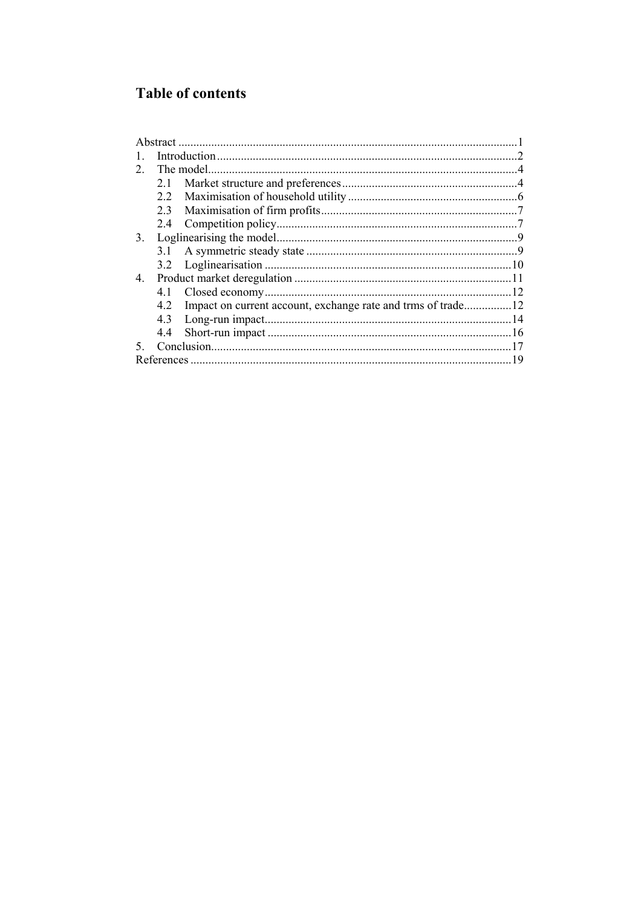## Table of contents

Abstract ..... 1
1. Introduction ..... 2
2. The model ..... 4
   2.1 Market structure and preferences ..... 4
   2.2 Maximisation of household utility ..... 6
   2.3 Maximisation of firm profits ..... 7
   2.4 Competition policy ..... 7
3. Loglinearising the model ..... 9
   3.1 A symmetric steady state ..... 9
   3.2 Loglinearisation ..... 10
4. Product market deregulation ..... 11
   4.1 Closed economy ..... 12
   4.2 Impact on current account, exchange rate and trms of trade ..... 12
   4.3 Long-run impact ..... 14
   4.4 Short-run impact ..... 16
5. Conclusion ..... 17
References ..... 19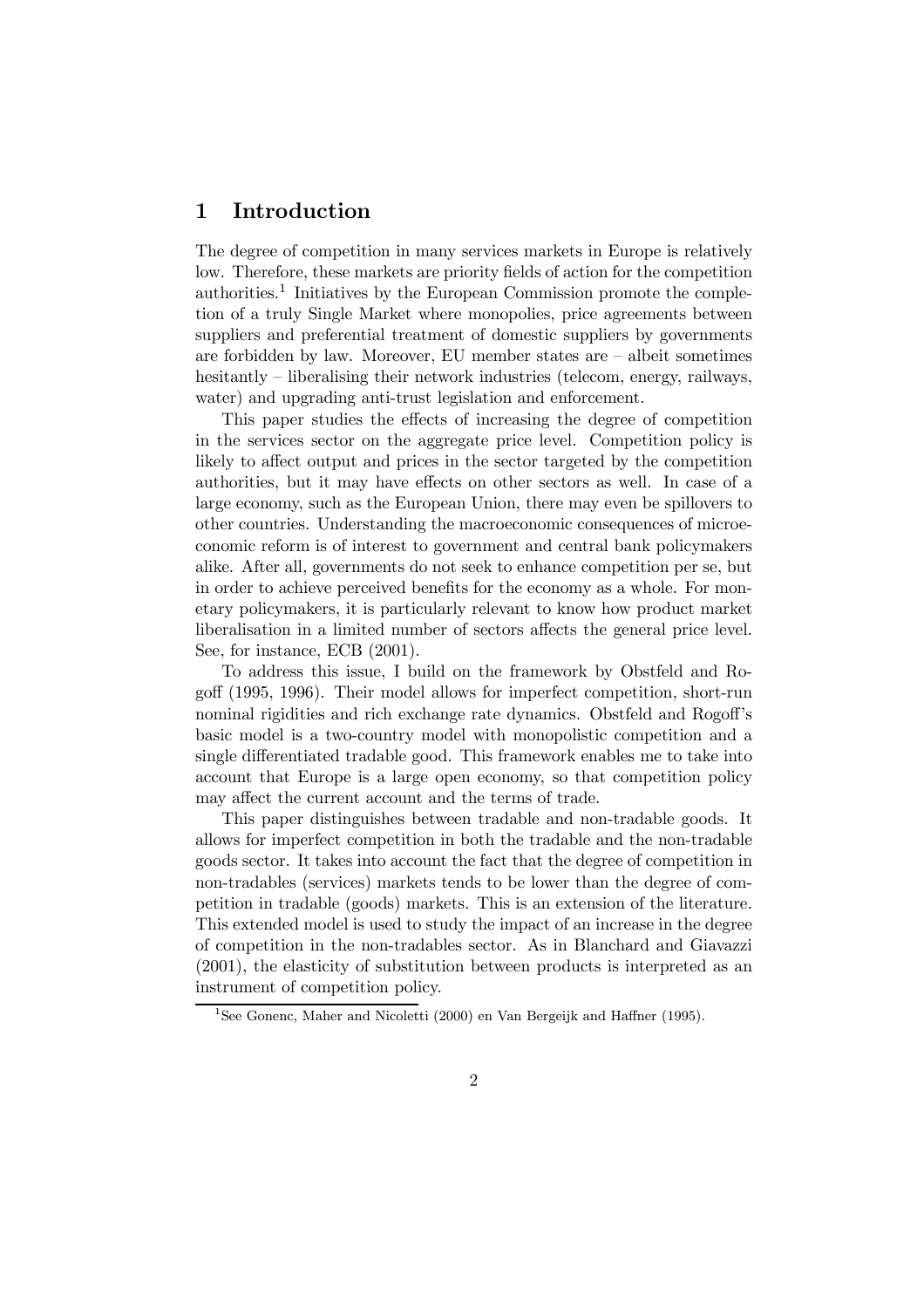# 1 Introduction

The degree of competition in many services markets in Europe is relatively low. Therefore, these markets are priority fields of action for the competition authorities.[1] Initiatives by the European Commission promote the completion of a truly Single Market where monopolies, price agreements between suppliers and preferential treatment of domestic suppliers by governments are forbidden by law. Moreover, EU member states are – albeit sometimes hesitantly – liberalising their network industries (telecom, energy, railways, water) and upgrading anti-trust legislation and enforcement.

This paper studies the effects of increasing the degree of competition in the services sector on the aggregate price level. Competition policy is likely to affect output and prices in the sector targeted by the competition authorities, but it may have effects on other sectors as well. In case of a large economy, such as the European Union, there may even be spillovers to other countries. Understanding the macroeconomic consequences of microeconomic reform is of interest to government and central bank policymakers alike. After all, governments do not seek to enhance competition per se, but in order to achieve perceived benefits for the economy as a whole. For monetary policymakers, it is particularly relevant to know how product market liberalisation in a limited number of sectors affects the general price level. See, for instance, ECB (2001).

To address this issue, I build on the framework by Obstfeld and Rogoff (1995, 1996). Their model allows for imperfect competition, short-run nominal rigidities and rich exchange rate dynamics. Obstfeld and Rogoff's basic model is a two-country model with monopolistic competition and a single differentiated tradable good. This framework enables me to take into account that Europe is a large open economy, so that competition policy may affect the current account and the terms of trade.

This paper distinguishes between tradable and non-tradable goods. It allows for imperfect competition in both the tradable and the non-tradable goods sector. It takes into account the fact that the degree of competition in non-tradables (services) markets tends to be lower than the degree of competition in tradable (goods) markets. This is an extension of the literature. This extended model is used to study the impact of an increase in the degree of competition in the non-tradables sector. As in Blanchard and Giavazzi (2001), the elasticity of substitution between products is interpreted as an instrument of competition policy.

[1] See Gonenc, Maher and Nicoletti (2000) en Van Bergeijk and Haffner (1995).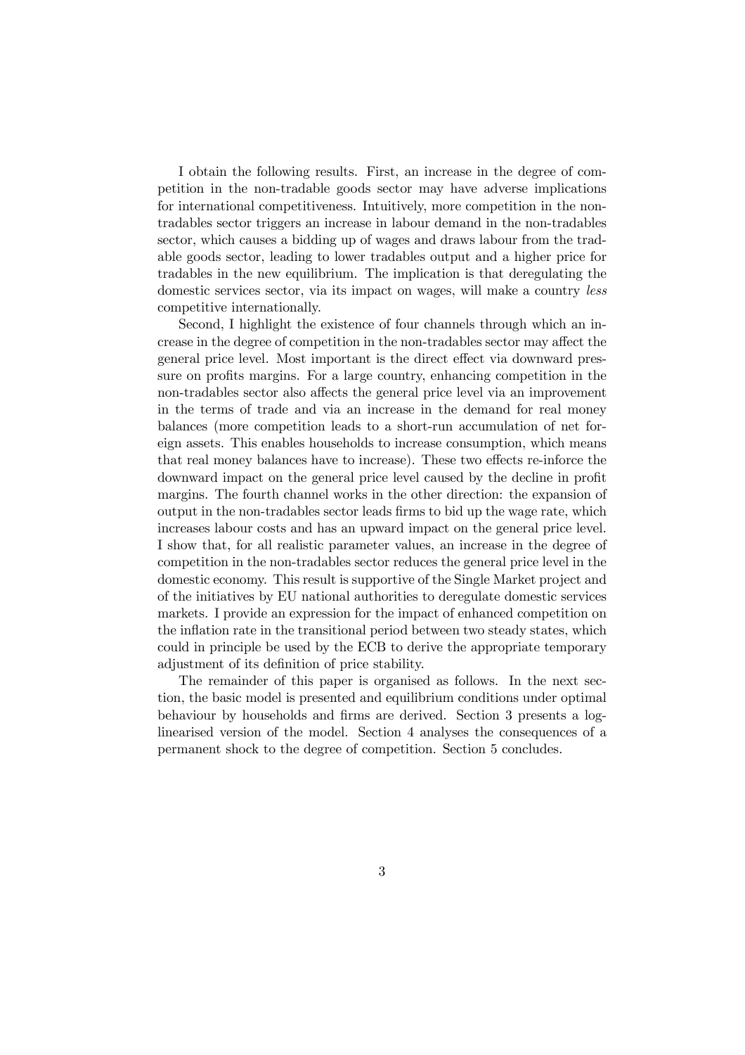I obtain the following results. First, an increase in the degree of competition in the non-tradable goods sector may have adverse implications for international competitiveness. Intuitively, more competition in the non-tradables sector triggers an increase in labour demand in the non-tradables sector, which causes a bidding up of wages and draws labour from the tradable goods sector, leading to lower tradables output and a higher price for tradables in the new equilibrium. The implication is that deregulating the domestic services sector, via its impact on wages, will make a country *less* competitive internationally.

Second, I highlight the existence of four channels through which an increase in the degree of competition in the non-tradables sector may affect the general price level. Most important is the direct effect via downward pressure on profits margins. For a large country, enhancing competition in the non-tradables sector also affects the general price level via an improvement in the terms of trade and via an increase in the demand for real money balances (more competition leads to a short-run accumulation of net foreign assets. This enables households to increase consumption, which means that real money balances have to increase). These two effects re-inforce the downward impact on the general price level caused by the decline in profit margins. The fourth channel works in the other direction: the expansion of output in the non-tradables sector leads firms to bid up the wage rate, which increases labour costs and has an upward impact on the general price level. I show that, for all realistic parameter values, an increase in the degree of competition in the non-tradables sector reduces the general price level in the domestic economy. This result is supportive of the Single Market project and of the initiatives by EU national authorities to deregulate domestic services markets. I provide an expression for the impact of enhanced competition on the inflation rate in the transitional period between two steady states, which could in principle be used by the ECB to derive the appropriate temporary adjustment of its definition of price stability.

The remainder of this paper is organised as follows. In the next section, the basic model is presented and equilibrium conditions under optimal behaviour by households and firms are derived. Section 3 presents a log-linearised version of the model. Section 4 analyses the consequences of a permanent shock to the degree of competition. Section 5 concludes.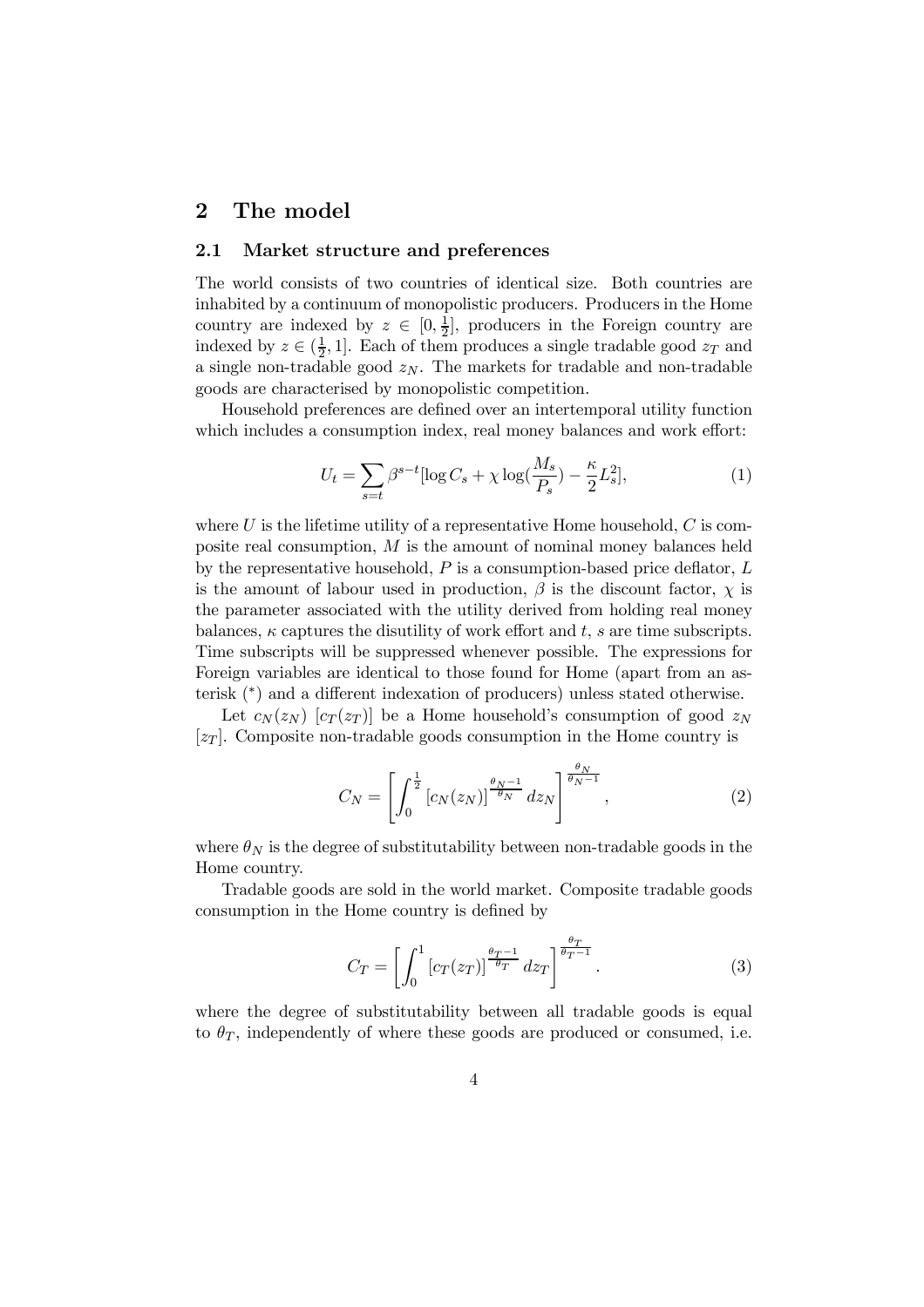## 2 The model

### 2.1 Market structure and preferences

The world consists of two countries of identical size. Both countries are inhabited by a continuum of monopolistic producers. Producers in the Home country are indexed by $z \in [0, \frac{1}{2}]$, producers in the Foreign country are indexed by $z \in (\frac{1}{2}, 1]$. Each of them produces a single tradable good $z_T$ and a single non-tradable good $z_N$. The markets for tradable and non-tradable goods are characterised by monopolistic competition.

Household preferences are defined over an intertemporal utility function which includes a consumption index, real money balances and work effort:

$$U_t = \sum_{s=t} \beta^{s-t} [\log C_s + \chi \log(\frac{M_s}{P_s}) - \frac{\kappa}{2} L_s^2], \tag{1}$$

where $U$ is the lifetime utility of a representative Home household, $C$ is composite real consumption, $M$ is the amount of nominal money balances held by the representative household, $P$ is a consumption-based price deflator, $L$ is the amount of labour used in production, $\beta$ is the discount factor, $\chi$ is the parameter associated with the utility derived from holding real money balances, $\kappa$ captures the disutility of work effort and $t$, $s$ are time subscripts. Time subscripts will be suppressed whenever possible. The expressions for Foreign variables are identical to those found for Home (apart from an asterisk ($^*$) and a different indexation of producers) unless stated otherwise.

Let $c_N(z_N)$ $[c_T(z_T)]$ be a Home household's consumption of good $z_N$ $[z_T]$. Composite non-tradable goods consumption in the Home country is

$$C_N = \left[ \int_0^{\frac{1}{2}} [c_N(z_N)]^{\frac{\theta_N - 1}{\theta_N}} dz_N \right]^{\frac{\theta_N}{\theta_N - 1}}, \tag{2}$$

where $\theta_N$ is the degree of substitutability between non-tradable goods in the Home country.

Tradable goods are sold in the world market. Composite tradable goods consumption in the Home country is defined by

$$C_T = \left[ \int_0^1 [c_T(z_T)]^{\frac{\theta_T - 1}{\theta_T}} dz_T \right]^{\frac{\theta_T}{\theta_T - 1}}. \tag{3}$$

where the degree of substitutability between all tradable goods is equal to $\theta_T$, independently of where these goods are produced or consumed, i.e.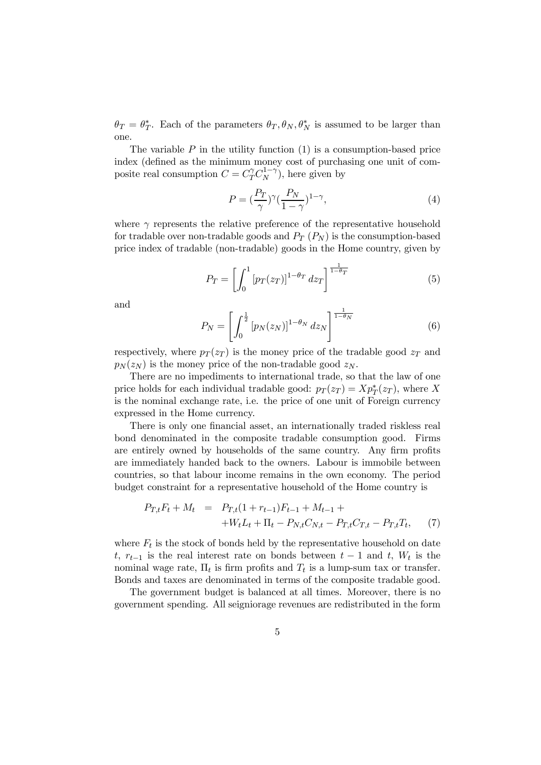$\theta_T = \theta_T^*$. Each of the parameters $\theta_T, \theta_N, \theta_N^*$ is assumed to be larger than one.

The variable $P$ in the utility function (1) is a consumption-based price index (defined as the minimum money cost of purchasing one unit of composite real consumption $C = C_T^\gamma C_N^{1-\gamma}$), here given by

$$P = (\frac{P_T}{\gamma})^\gamma (\frac{P_N}{1-\gamma})^{1-\gamma}, \tag{4}$$

where $\gamma$ represents the relative preference of the representative household for tradable over non-tradable goods and $P_T$ ($P_N$) is the consumption-based price index of tradable (non-tradable) goods in the Home country, given by

$$P_T = \left[ \int_0^1 [p_T(z_T)]^{1-\theta_T} \, dz_T \right]^{\frac{1}{1-\theta_T}} \tag{5}$$

and

$$P_N = \left[ \int_0^{\frac{1}{2}} [p_N(z_N)]^{1-\theta_N} \, dz_N \right]^{\frac{1}{1-\theta_N}} \tag{6}$$

respectively, where $p_T(z_T)$ is the money price of the tradable good $z_T$ and $p_N(z_N)$ is the money price of the non-tradable good $z_N$.

There are no impediments to international trade, so that the law of one price holds for each individual tradable good: $p_T(z_T) = X p_T^*(z_T)$, where $X$ is the nominal exchange rate, i.e. the price of one unit of Foreign currency expressed in the Home currency.

There is only one financial asset, an internationally traded riskless real bond denominated in the composite tradable consumption good. Firms are entirely owned by households of the same country. Any firm profits are immediately handed back to the owners. Labour is immobile between countries, so that labour income remains in the own economy. The period budget constraint for a representative household of the Home country is

$$\begin{aligned} P_{T,t} F_t + M_t &= P_{T,t}(1 + r_{t-1}) F_{t-1} + M_{t-1} + \\ &\quad + W_t L_t + \Pi_t - P_{N,t} C_{N,t} - P_{T,t} C_{T,t} - P_{T,t} T_t, \end{aligned} \tag{7}$$

where $F_t$ is the stock of bonds held by the representative household on date $t$, $r_{t-1}$ is the real interest rate on bonds between $t-1$ and $t$, $W_t$ is the nominal wage rate, $\Pi_t$ is firm profits and $T_t$ is a lump-sum tax or transfer. Bonds and taxes are denominated in terms of the composite tradable good.

The government budget is balanced at all times. Moreover, there is no government spending. All seigniorage revenues are redistributed in the form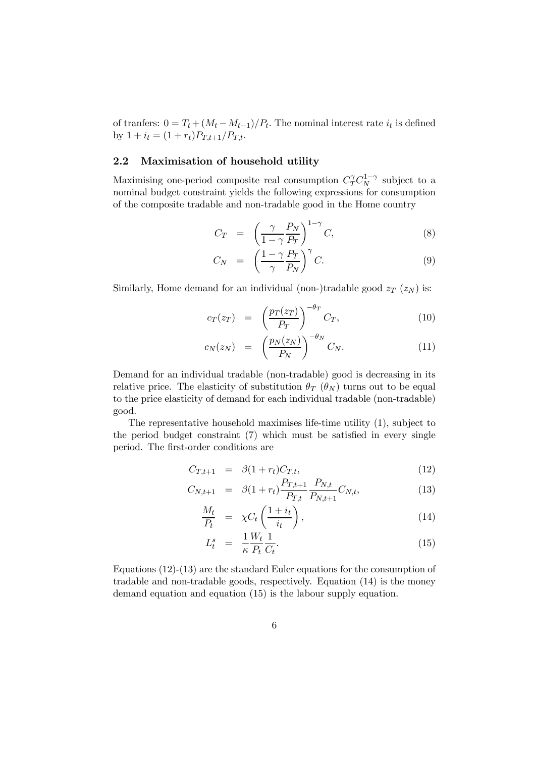of tranfers: $0 = T_t + (M_t - M_{t-1})/P_t$. The nominal interest rate $i_t$ is defined by $1 + i_t = (1 + r_t)P_{T,t+1}/P_{T,t}$.

### 2.2 Maximisation of household utility

Maximising one-period composite real consumption $C_T^{\gamma} C_N^{1-\gamma}$ subject to a nominal budget constraint yields the following expressions for consumption of the composite tradable and non-tradable good in the Home country

$$C_T = \left( \frac{\gamma}{1-\gamma} \frac{P_N}{P_T} \right)^{1-\gamma} C, \tag{8}$$

$$C_N = \left( \frac{1-\gamma}{\gamma} \frac{P_T}{P_N} \right)^{\gamma} C. \tag{9}$$

Similarly, Home demand for an individual (non-)tradable good $z_T$ ($z_N$) is:

$$c_T(z_T) = \left( \frac{p_T(z_T)}{P_T} \right)^{-\theta_T} C_T, \tag{10}$$

$$c_N(z_N) = \left( \frac{p_N(z_N)}{P_N} \right)^{-\theta_N} C_N. \tag{11}$$

Demand for an individual tradable (non-tradable) good is decreasing in its relative price. The elasticity of substitution $\theta_T$ ($\theta_N$) turns out to be equal to the price elasticity of demand for each individual tradable (non-tradable) good.

The representative household maximises life-time utility (1), subject to the period budget constraint (7) which must be satisfied in every single period. The first-order conditions are

$$C_{T,t+1} = \beta(1 + r_t)C_{T,t}, \tag{12}$$

$$C_{N,t+1} = \beta(1 + r_t)\frac{P_{T,t+1}}{P_{T,t}} \frac{P_{N,t}}{P_{N,t+1}} C_{N,t}, \tag{13}$$

$$\frac{M_t}{P_t} = \chi C_t \left( \frac{1 + i_t}{i_t} \right), \tag{14}$$

$$L_t^s = \frac{1}{\kappa} \frac{W_t}{P_t} \frac{1}{C_t}. \tag{15}$$

Equations (12)-(13) are the standard Euler equations for the consumption of tradable and non-tradable goods, respectively. Equation (14) is the money demand equation and equation (15) is the labour supply equation.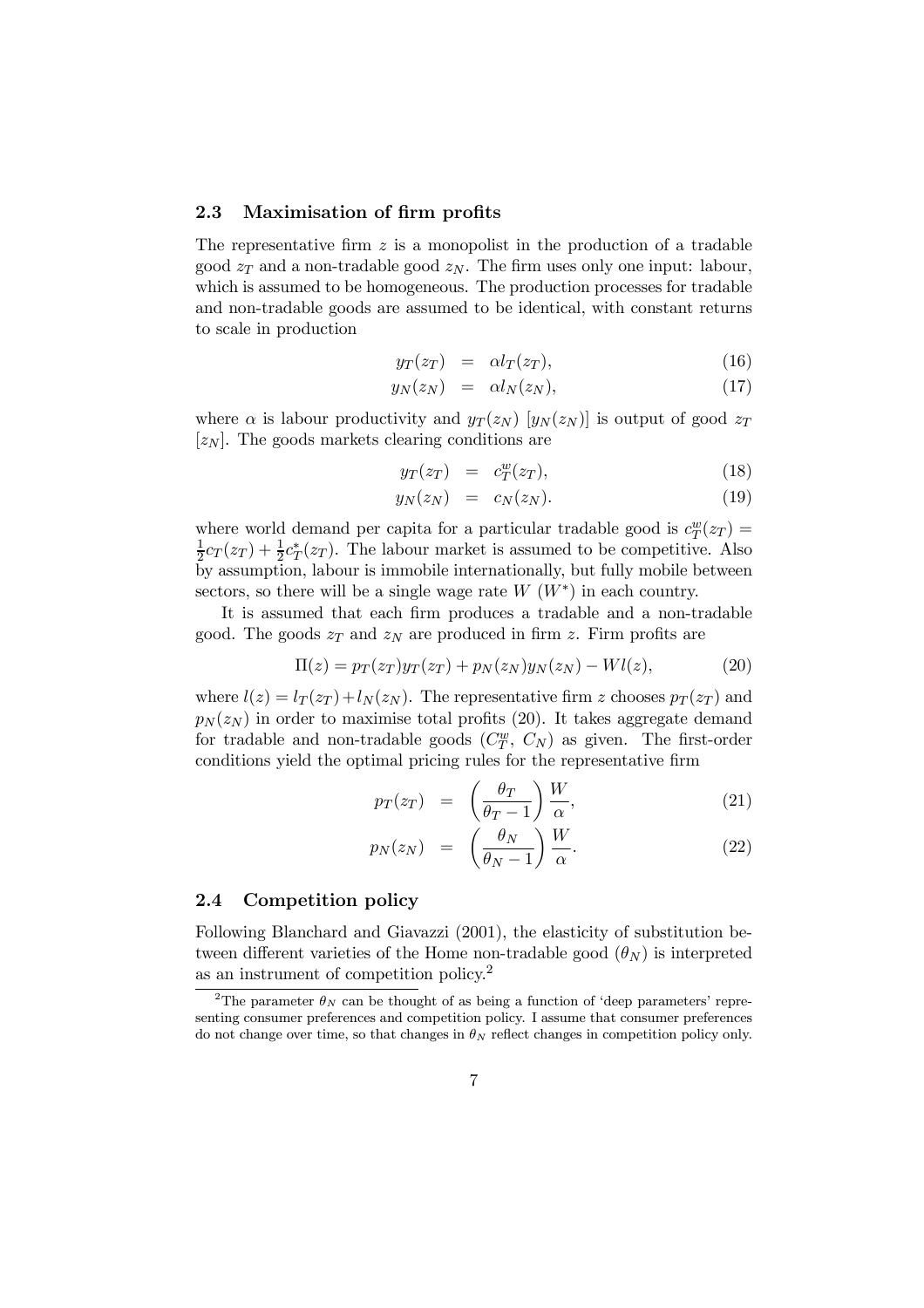### 2.3 Maximisation of firm profits

The representative firm $z$ is a monopolist in the production of a tradable good $z_T$ and a non-tradable good $z_N$. The firm uses only one input: labour, which is assumed to be homogeneous. The production processes for tradable and non-tradable goods are assumed to be identical, with constant returns to scale in production

$$y_T(z_T) = \alpha l_T(z_T), \tag{16}$$

$$y_N(z_N) = \alpha l_N(z_N), \tag{17}$$

where $\alpha$ is labour productivity and $y_T(z_N)$ $[y_N(z_N)]$ is output of good $z_T$ $[z_N]$. The goods markets clearing conditions are

$$y_T(z_T) = c_T^w(z_T), \tag{18}$$

$$y_N(z_N) = c_N(z_N). \tag{19}$$

where world demand per capita for a particular tradable good is $c_T^w(z_T) = \frac{1}{2}c_T(z_T) + \frac{1}{2}c_T^*(z_T)$. The labour market is assumed to be competitive. Also by assumption, labour is immobile internationally, but fully mobile between sectors, so there will be a single wage rate $W$ $(W^*)$ in each country.

It is assumed that each firm produces a tradable and a non-tradable good. The goods $z_T$ and $z_N$ are produced in firm $z$. Firm profits are

$$\Pi(z) = p_T(z_T)y_T(z_T) + p_N(z_N)y_N(z_N) - Wl(z), \tag{20}$$

where $l(z) = l_T(z_T) + l_N(z_N)$. The representative firm $z$ chooses $p_T(z_T)$ and $p_N(z_N)$ in order to maximise total profits (20). It takes aggregate demand for tradable and non-tradable goods $(C_T^w, C_N)$ as given. The first-order conditions yield the optimal pricing rules for the representative firm

$$p_T(z_T) = \left(\frac{\theta_T}{\theta_T - 1}\right)\frac{W}{\alpha}, \tag{21}$$

$$p_N(z_N) = \left(\frac{\theta_N}{\theta_N - 1}\right)\frac{W}{\alpha}. \tag{22}$$

### 2.4 Competition policy

Following Blanchard and Giavazzi (2001), the elasticity of substitution between different varieties of the Home non-tradable good $(\theta_N)$ is interpreted as an instrument of competition policy.[2]

[2] The parameter $\theta_N$ can be thought of as being a function of 'deep parameters' representing consumer preferences and competition policy. I assume that consumer preferences do not change over time, so that changes in $\theta_N$ reflect changes in competition policy only.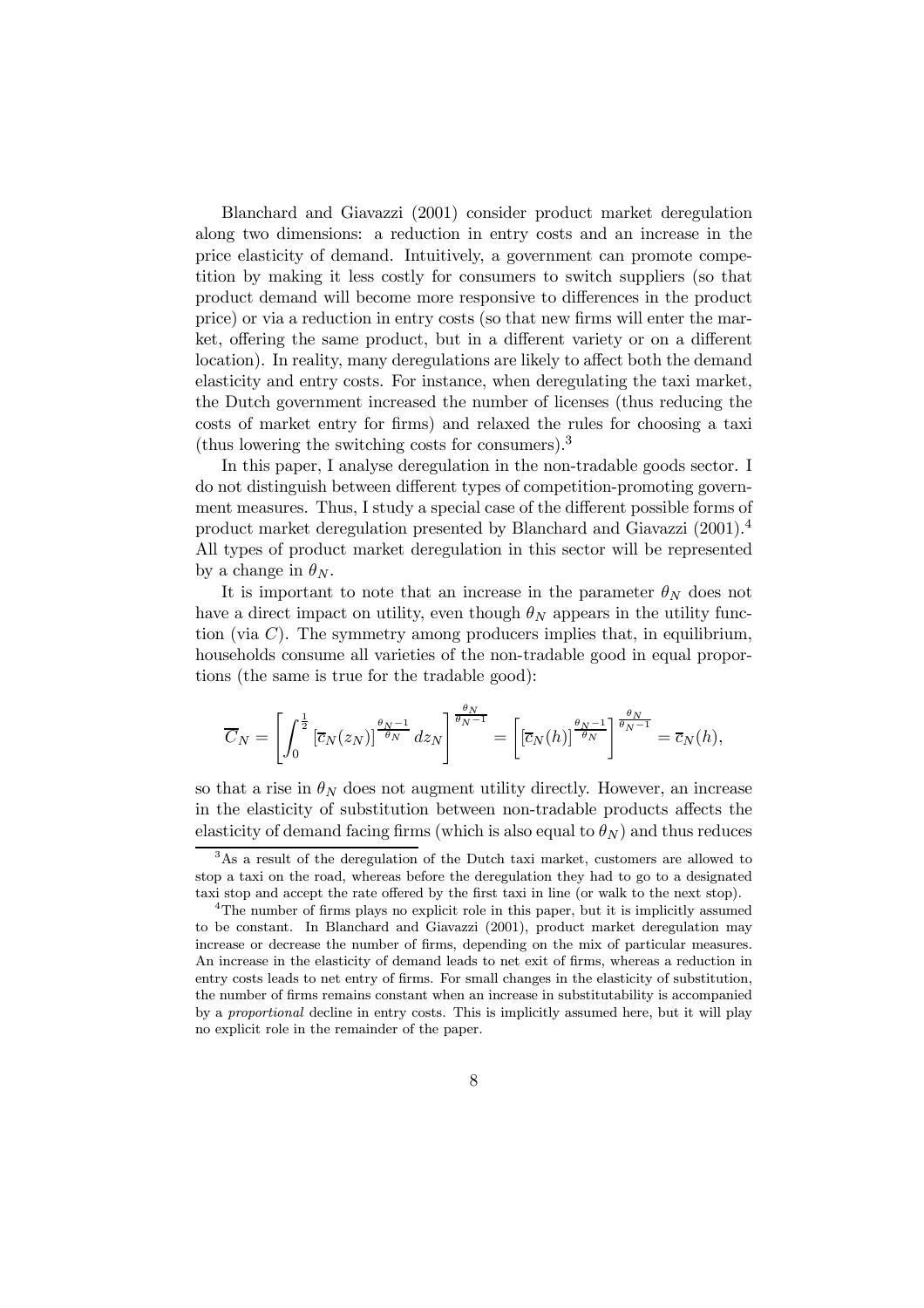Blanchard and Giavazzi (2001) consider product market deregulation along two dimensions: a reduction in entry costs and an increase in the price elasticity of demand. Intuitively, a government can promote competition by making it less costly for consumers to switch suppliers (so that product demand will become more responsive to differences in the product price) or via a reduction in entry costs (so that new firms will enter the market, offering the same product, but in a different variety or on a different location). In reality, many deregulations are likely to affect both the demand elasticity and entry costs. For instance, when deregulating the taxi market, the Dutch government increased the number of licenses (thus reducing the costs of market entry for firms) and relaxed the rules for choosing a taxi (thus lowering the switching costs for consumers).[3]

In this paper, I analyse deregulation in the non-tradable goods sector. I do not distinguish between different types of competition-promoting government measures. Thus, I study a special case of the different possible forms of product market deregulation presented by Blanchard and Giavazzi (2001).[4] All types of product market deregulation in this sector will be represented by a change in $\theta_N$.

It is important to note that an increase in the parameter $\theta_N$ does not have a direct impact on utility, even though $\theta_N$ appears in the utility function (via $C$). The symmetry among producers implies that, in equilibrium, households consume all varieties of the non-tradable good in equal proportions (the same is true for the tradable good):

$$\overline{C}_N = \left[ \int_0^{\frac{1}{2}} \left[ \overline{c}_N(z_N) \right]^{\frac{\theta_N - 1}{\theta_N}} dz_N \right]^{\frac{\theta_N}{\theta_N - 1}} = \left[ \left[ \overline{c}_N(h) \right]^{\frac{\theta_N - 1}{\theta_N}} \right]^{\frac{\theta_N}{\theta_N - 1}} = \overline{c}_N(h),$$

so that a rise in $\theta_N$ does not augment utility directly. However, an increase in the elasticity of substitution between non-tradable products affects the elasticity of demand facing firms (which is also equal to $\theta_N$) and thus reduces

[3] As a result of the deregulation of the Dutch taxi market, customers are allowed to stop a taxi on the road, whereas before the deregulation they had to go to a designated taxi stop and accept the rate offered by the first taxi in line (or walk to the next stop).

[4] The number of firms plays no explicit role in this paper, but it is implicitly assumed to be constant. In Blanchard and Giavazzi (2001), product market deregulation may increase or decrease the number of firms, depending on the mix of particular measures. An increase in the elasticity of demand leads to net exit of firms, whereas a reduction in entry costs leads to net entry of firms. For small changes in the elasticity of substitution, the number of firms remains constant when an increase in substitutability is accompanied by a *proportional* decline in entry costs. This is implicitly assumed here, but it will play no explicit role in the remainder of the paper.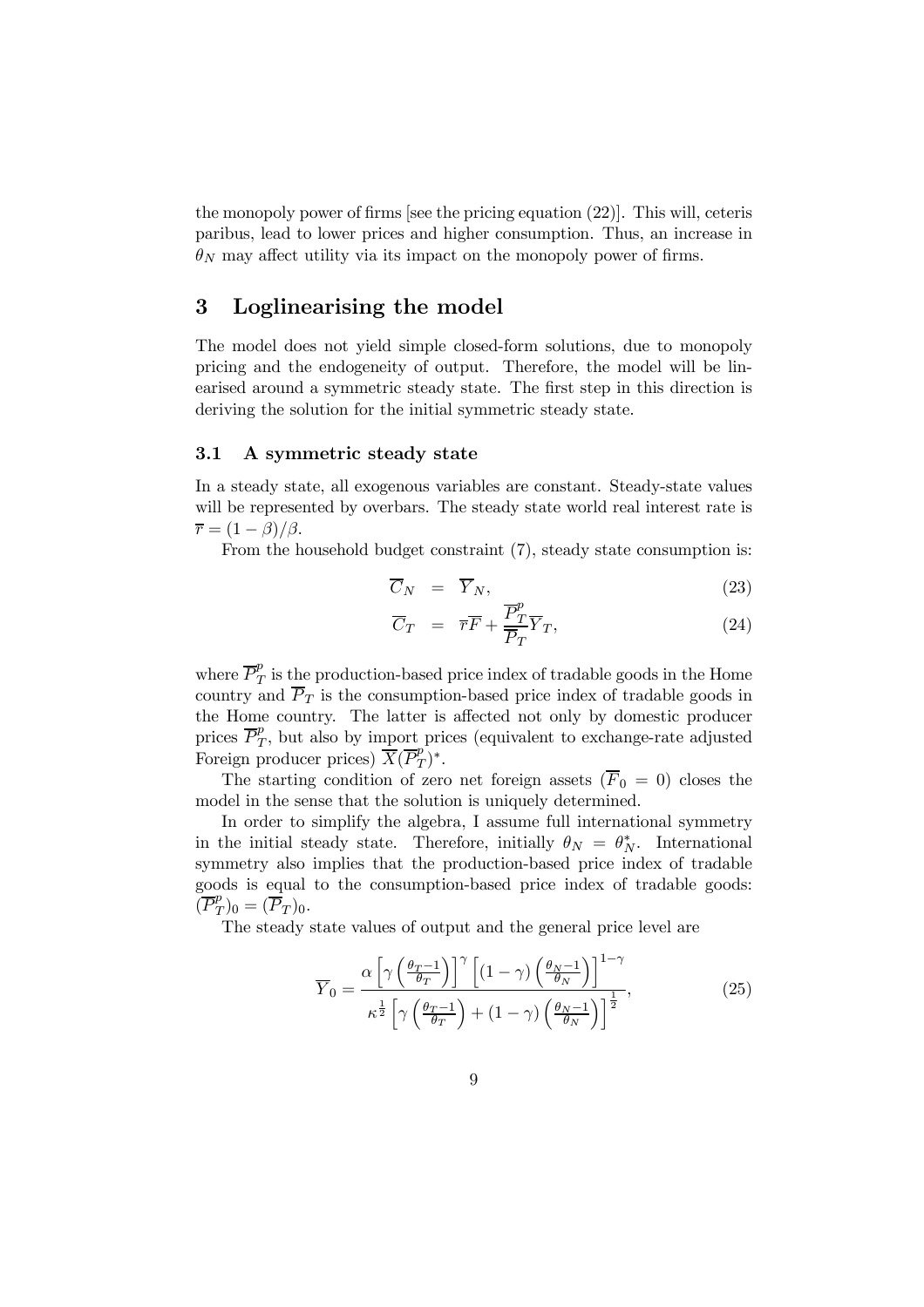the monopoly power of firms [see the pricing equation (22)]. This will, ceteris paribus, lead to lower prices and higher consumption. Thus, an increase in $\theta_N$ may affect utility via its impact on the monopoly power of firms.

# 3 Loglinearising the model

The model does not yield simple closed-form solutions, due to monopoly pricing and the endogeneity of output. Therefore, the model will be linearised around a symmetric steady state. The first step in this direction is deriving the solution for the initial symmetric steady state.

## 3.1 A symmetric steady state

In a steady state, all exogenous variables are constant. Steady-state values will be represented by overbars. The steady state world real interest rate is $\overline{r} = (1-\beta)/\beta$.

From the household budget constraint (7), steady state consumption is:

$$\overline{C}_N = \overline{Y}_N, \tag{23}$$

$$\overline{C}_T = \overline{r}\overline{F} + \frac{\overline{P}_T^p}{\overline{P}_T}\overline{Y}_T, \tag{24}$$

where $\overline{P}_T^p$ is the production-based price index of tradable goods in the Home country and $\overline{P}_T$ is the consumption-based price index of tradable goods in the Home country. The latter is affected not only by domestic producer prices $\overline{P}_T^p$, but also by import prices (equivalent to exchange-rate adjusted Foreign producer prices) $\overline{X}(\overline{P}_T^p)^*$.

The starting condition of zero net foreign assets ($\overline{F}_0 = 0$) closes the model in the sense that the solution is uniquely determined.

In order to simplify the algebra, I assume full international symmetry in the initial steady state. Therefore, initially $\theta_N = \theta_N^*$. International symmetry also implies that the production-based price index of tradable goods is equal to the consumption-based price index of tradable goods: $(\overline{P}_T^p)_0 = (\overline{P}_T)_0$.

The steady state values of output and the general price level are

$$\overline{Y}_0 = \frac{\alpha\left[\gamma\left(\frac{\theta_T-1}{\theta_T}\right)\right]^{\gamma}\left[(1-\gamma)\left(\frac{\theta_N-1}{\theta_N}\right)\right]^{1-\gamma}}{\kappa^{\frac{1}{2}}\left[\gamma\left(\frac{\theta_T-1}{\theta_T}\right)+(1-\gamma)\left(\frac{\theta_N-1}{\theta_N}\right)\right]^{\frac{1}{2}}}, \tag{25}$$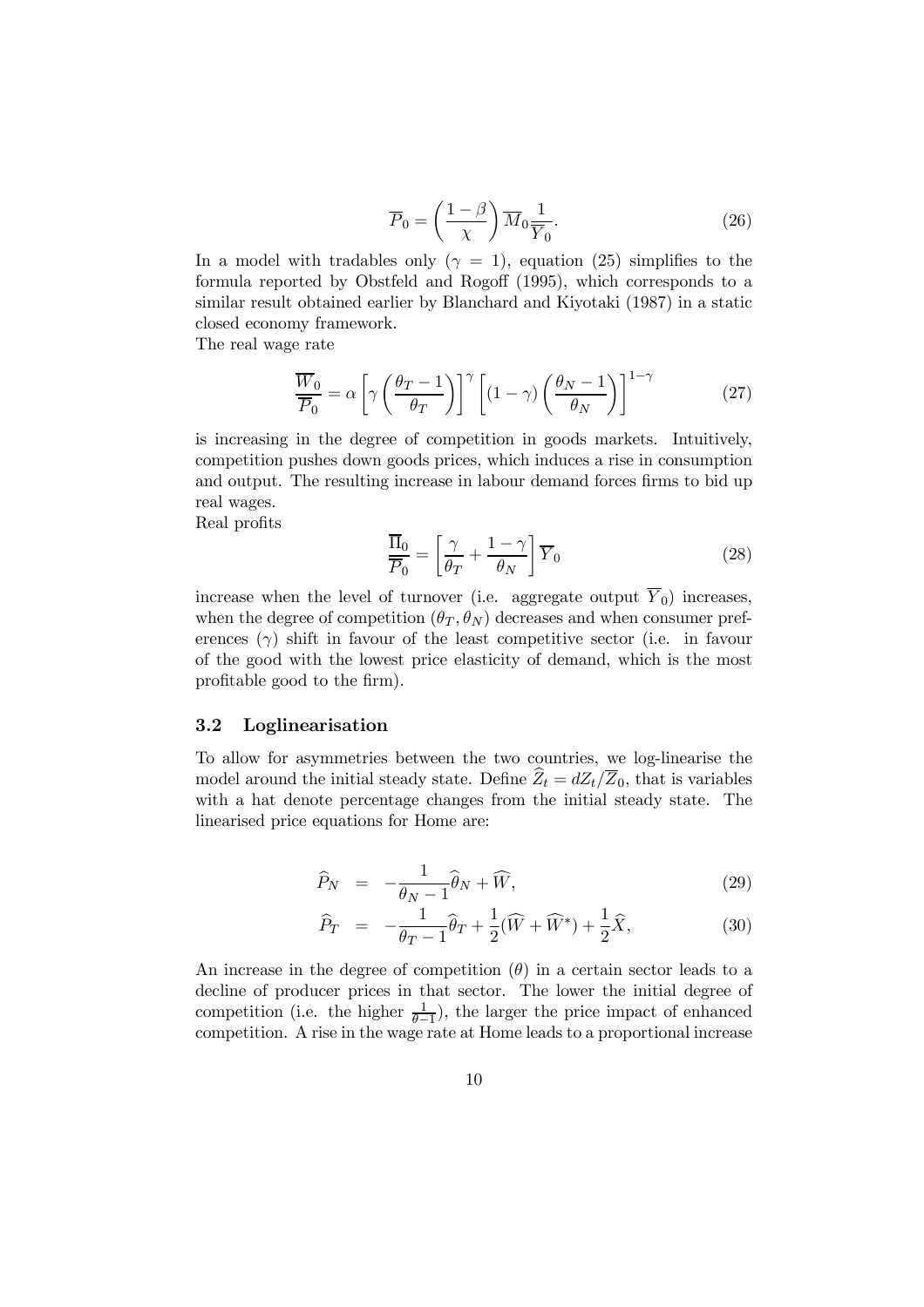$$\overline{P}_0 = \left(\frac{1-\beta}{\chi}\right)\overline{M}_0\frac{1}{\overline{Y}_0}. \tag{26}$$

In a model with tradables only ($\gamma = 1$), equation (25) simplifies to the formula reported by Obstfeld and Rogoff (1995), which corresponds to a similar result obtained earlier by Blanchard and Kiyotaki (1987) in a static closed economy framework.

The real wage rate

$$\frac{\overline{W}_0}{\overline{P}_0} = \alpha\left[\gamma\left(\frac{\theta_T-1}{\theta_T}\right)\right]^{\gamma}\left[(1-\gamma)\left(\frac{\theta_N-1}{\theta_N}\right)\right]^{1-\gamma} \tag{27}$$

is increasing in the degree of competition in goods markets. Intuitively, competition pushes down goods prices, which induces a rise in consumption and output. The resulting increase in labour demand forces firms to bid up real wages.

Real profits

$$\frac{\overline{\Pi}_0}{\overline{P}_0} = \left[\frac{\gamma}{\theta_T}+\frac{1-\gamma}{\theta_N}\right]\overline{Y}_0 \tag{28}$$

increase when the level of turnover (i.e. aggregate output $\overline{Y}_0$) increases, when the degree of competition ($\theta_T, \theta_N$) decreases and when consumer preferences ($\gamma$) shift in favour of the least competitive sector (i.e. in favour of the good with the lowest price elasticity of demand, which is the most profitable good to the firm).

### 3.2 Loglinearisation

To allow for asymmetries between the two countries, we log-linearise the model around the initial steady state. Define $\widehat{Z}_t = dZ_t/\overline{Z}_0$, that is variables with a hat denote percentage changes from the initial steady state. The linearised price equations for Home are:

$$\widehat{P}_N = -\frac{1}{\theta_N-1}\widehat{\theta}_N + \widehat{W}, \tag{29}$$

$$\widehat{P}_T = -\frac{1}{\theta_T-1}\widehat{\theta}_T + \frac{1}{2}(\widehat{W}+\widehat{W}^*) + \frac{1}{2}\widehat{X}, \tag{30}$$

An increase in the degree of competition ($\theta$) in a certain sector leads to a decline of producer prices in that sector. The lower the initial degree of competition (i.e. the higher $\frac{1}{\theta-1}$), the larger the price impact of enhanced competition. A rise in the wage rate at Home leads to a proportional increase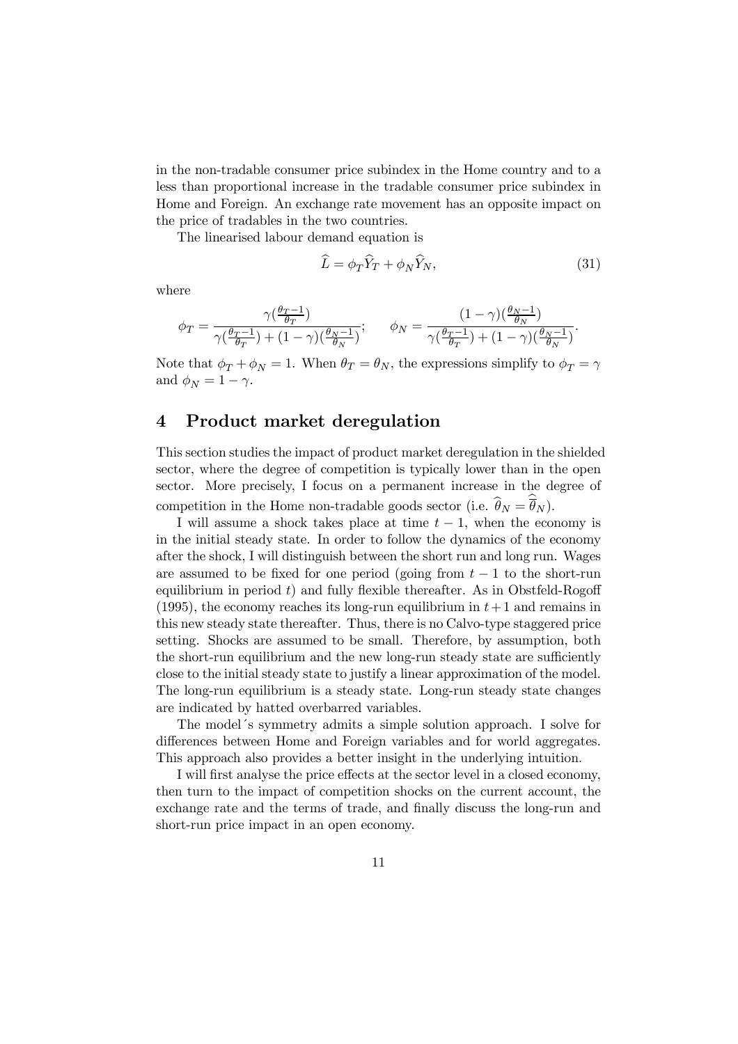in the non-tradable consumer price subindex in the Home country and to a less than proportional increase in the tradable consumer price subindex in Home and Foreign. An exchange rate movement has an opposite impact on the price of tradables in the two countries.

The linearised labour demand equation is

$$\widehat{L} = \phi_T \widehat{Y}_T + \phi_N \widehat{Y}_N, \tag{31}$$

where

$$\phi_T = \frac{\gamma(\frac{\theta_T - 1}{\theta_T})}{\gamma(\frac{\theta_T - 1}{\theta_T}) + (1-\gamma)(\frac{\theta_N - 1}{\theta_N})}; \qquad \phi_N = \frac{(1-\gamma)(\frac{\theta_N - 1}{\theta_N})}{\gamma(\frac{\theta_T - 1}{\theta_T}) + (1-\gamma)(\frac{\theta_N - 1}{\theta_N})}.$$

Note that $\phi_T + \phi_N = 1$. When $\theta_T = \theta_N$, the expressions simplify to $\phi_T = \gamma$ and $\phi_N = 1 - \gamma$.

# 4 Product market deregulation

This section studies the impact of product market deregulation in the shielded sector, where the degree of competition is typically lower than in the open sector. More precisely, I focus on a permanent increase in the degree of competition in the Home non-tradable goods sector (i.e. $\widehat{\theta}_N = \widehat{\overline{\theta}}_N$).

I will assume a shock takes place at time $t-1$, when the economy is in the initial steady state. In order to follow the dynamics of the economy after the shock, I will distinguish between the short run and long run. Wages are assumed to be fixed for one period (going from $t-1$ to the short-run equilibrium in period $t$) and fully flexible thereafter. As in Obstfeld-Rogoff (1995), the economy reaches its long-run equilibrium in $t+1$ and remains in this new steady state thereafter. Thus, there is no Calvo-type staggered price setting. Shocks are assumed to be small. Therefore, by assumption, both the short-run equilibrium and the new long-run steady state are sufficiently close to the initial steady state to justify a linear approximation of the model. The long-run equilibrium is a steady state. Long-run steady state changes are indicated by hatted overbarred variables.

The model´s symmetry admits a simple solution approach. I solve for differences between Home and Foreign variables and for world aggregates. This approach also provides a better insight in the underlying intuition.

I will first analyse the price effects at the sector level in a closed economy, then turn to the impact of competition shocks on the current account, the exchange rate and the terms of trade, and finally discuss the long-run and short-run price impact in an open economy.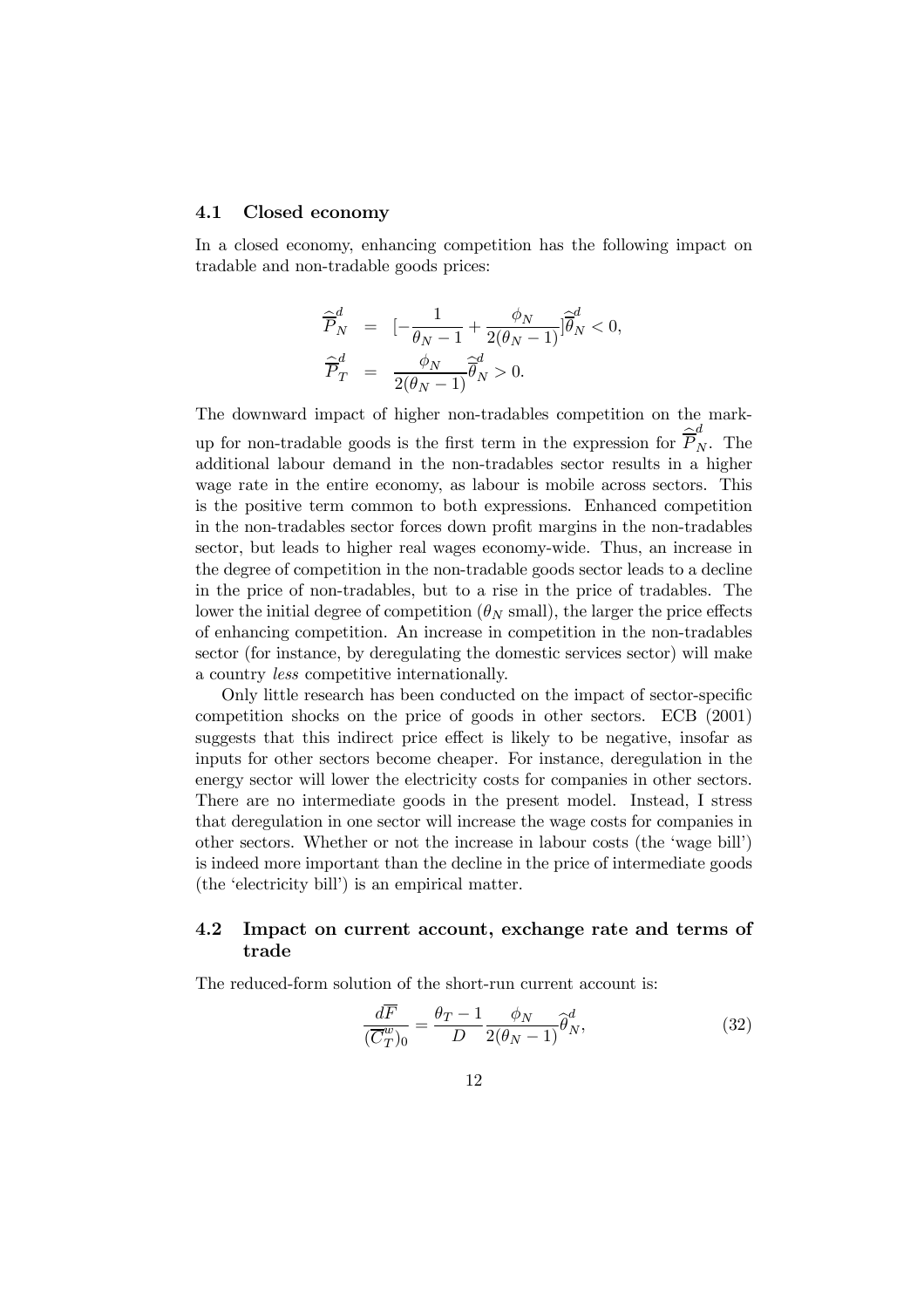### 4.1 Closed economy

In a closed economy, enhancing competition has the following impact on tradable and non-tradable goods prices:

$$
\begin{aligned}
\widehat{\overline{P}}_N^d &= [-\frac{1}{\theta_N - 1} + \frac{\phi_N}{2(\theta_N - 1)}]\widehat{\overline{\theta}}_N^d < 0, \\
\widehat{\overline{P}}_T^d &= \frac{\phi_N}{2(\theta_N - 1)}\widehat{\overline{\theta}}_N^d > 0.
\end{aligned}
$$

The downward impact of higher non-tradables competition on the mark-up for non-tradable goods is the first term in the expression for $\widehat{\overline{P}}_N^d$. The additional labour demand in the non-tradables sector results in a higher wage rate in the entire economy, as labour is mobile across sectors. This is the positive term common to both expressions. Enhanced competition in the non-tradables sector forces down profit margins in the non-tradables sector, but leads to higher real wages economy-wide. Thus, an increase in the degree of competition in the non-tradable goods sector leads to a decline in the price of non-tradables, but to a rise in the price of tradables. The lower the initial degree of competition ($\theta_N$ small), the larger the price effects of enhancing competition. An increase in competition in the non-tradables sector (for instance, by deregulating the domestic services sector) will make a country *less* competitive internationally.

Only little research has been conducted on the impact of sector-specific competition shocks on the price of goods in other sectors. ECB (2001) suggests that this indirect price effect is likely to be negative, insofar as inputs for other sectors become cheaper. For instance, deregulation in the energy sector will lower the electricity costs for companies in other sectors. There are no intermediate goods in the present model. Instead, I stress that deregulation in one sector will increase the wage costs for companies in other sectors. Whether or not the increase in labour costs (the 'wage bill') is indeed more important than the decline in the price of intermediate goods (the 'electricity bill') is an empirical matter.

### 4.2 Impact on current account, exchange rate and terms of trade

The reduced-form solution of the short-run current account is:

$$
\frac{d\overline{F}}{(\overline{C}_T^w)_0} = \frac{\theta_T - 1}{D} \frac{\phi_N}{2(\theta_N - 1)}\widehat{\theta}_N^d, \tag{32}
$$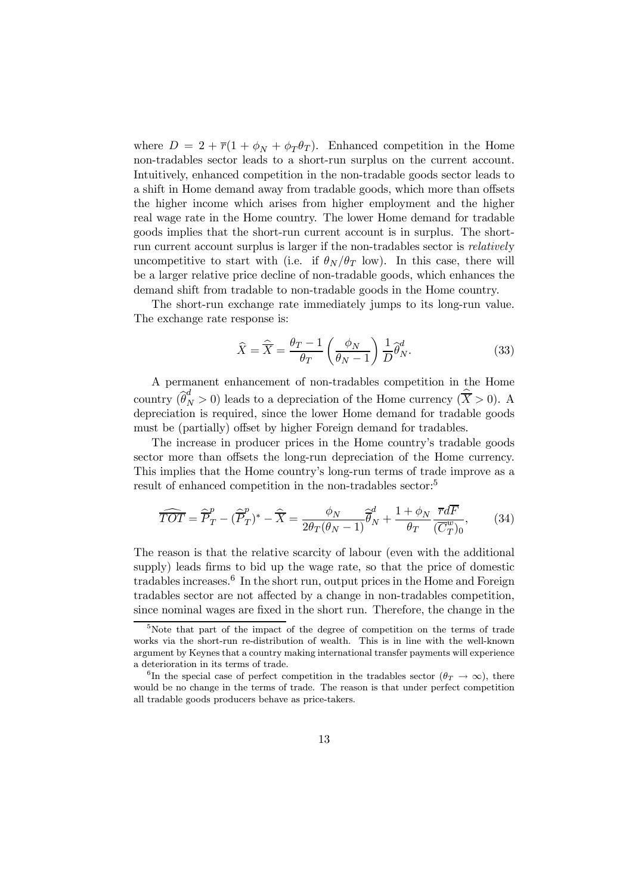where $D = 2 + \overline{r}(1 + \phi_N + \phi_T \theta_T)$. Enhanced competition in the Home non-tradables sector leads to a short-run surplus on the current account. Intuitively, enhanced competition in the non-tradable goods sector leads to a shift in Home demand away from tradable goods, which more than offsets the higher income which arises from higher employment and the higher real wage rate in the Home country. The lower Home demand for tradable goods implies that the short-run current account is in surplus. The short-run current account surplus is larger if the non-tradables sector is *relatively* uncompetitive to start with (i.e. if $\theta_N/\theta_T$ low). In this case, there will be a larger relative price decline of non-tradable goods, which enhances the demand shift from tradable to non-tradable goods in the Home country.

The short-run exchange rate immediately jumps to its long-run value. The exchange rate response is:

$$\widehat{X} = \widehat{\overline{X}} = \frac{\theta_T - 1}{\theta_T} \left( \frac{\phi_N}{\theta_N - 1} \right) \frac{1}{D} \widehat{\theta}_N^d. \tag{33}$$

A permanent enhancement of non-tradables competition in the Home country ($\widehat{\theta}_N^d > 0$) leads to a depreciation of the Home currency ($\widehat{\overline{X}} > 0$). A depreciation is required, since the lower Home demand for tradable goods must be (partially) offset by higher Foreign demand for tradables.

The increase in producer prices in the Home country's tradable goods sector more than offsets the long-run depreciation of the Home currency. This implies that the Home country's long-run terms of trade improve as a result of enhanced competition in the non-tradables sector:[5]

$$\widehat{\overline{TOT}} = \widehat{\overline{P}}_T^p - (\widehat{\overline{P}}_T^p)^* - \widehat{\overline{X}} = \frac{\phi_N}{2\theta_T(\theta_N - 1)} \widehat{\overline{\theta}}_N^d + \frac{1 + \phi_N}{\theta_T} \frac{\overline{r} d\overline{F}}{(\overline{C}_T^w)_0}, \tag{34}$$

The reason is that the relative scarcity of labour (even with the additional supply) leads firms to bid up the wage rate, so that the price of domestic tradables increases.[6] In the short run, output prices in the Home and Foreign tradables sector are not affected by a change in non-tradables competition, since nominal wages are fixed in the short run. Therefore, the change in the

[5] Note that part of the impact of the degree of competition on the terms of trade works via the short-run re-distribution of wealth. This is in line with the well-known argument by Keynes that a country making international transfer payments will experience a deterioration in its terms of trade.

[6] In the special case of perfect competition in the tradables sector ($\theta_T \to \infty$), there would be no change in the terms of trade. The reason is that under perfect competition all tradable goods producers behave as price-takers.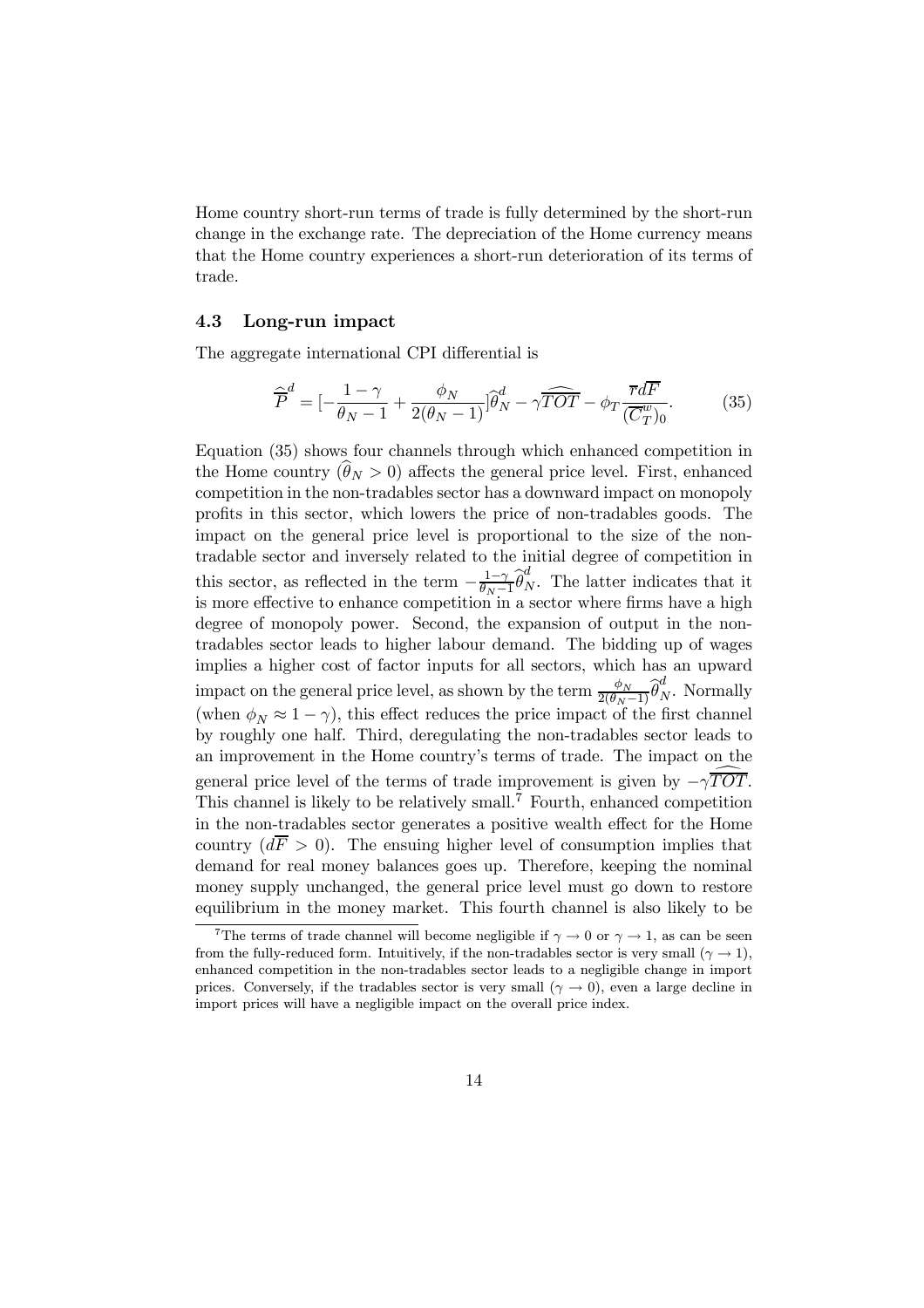Home country short-run terms of trade is fully determined by the short-run change in the exchange rate. The depreciation of the Home currency means that the Home country experiences a short-run deterioration of its terms of trade.

### 4.3 Long-run impact

The aggregate international CPI differential is

$$\widehat{\overline{P}}^d = [-\frac{1-\gamma}{\theta_N - 1} + \frac{\phi_N}{2(\theta_N - 1)}]\widehat{\theta}_N^d - \gamma\widehat{\overline{TOT}} - \phi_T \frac{\overline{r}d\overline{F}}{(\overline{C}_T^w)_0}. \tag{35}$$

Equation (35) shows four channels through which enhanced competition in the Home country ($\widehat{\theta}_N > 0$) affects the general price level. First, enhanced competition in the non-tradables sector has a downward impact on monopoly profits in this sector, which lowers the price of non-tradables goods. The impact on the general price level is proportional to the size of the non-tradable sector and inversely related to the initial degree of competition in this sector, as reflected in the term $-\frac{1-\gamma}{\theta_N-1}\widehat{\theta}_N^d$. The latter indicates that it is more effective to enhance competition in a sector where firms have a high degree of monopoly power. Second, the expansion of output in the non-tradables sector leads to higher labour demand. The bidding up of wages implies a higher cost of factor inputs for all sectors, which has an upward impact on the general price level, as shown by the term $\frac{\phi_N}{2(\theta_N-1)}\widehat{\theta}_N^d$. Normally (when $\phi_N \approx 1-\gamma$), this effect reduces the price impact of the first channel by roughly one half. Third, deregulating the non-tradables sector leads to an improvement in the Home country's terms of trade. The impact on the general price level of the terms of trade improvement is given by $-\gamma\widehat{\overline{TOT}}$. This channel is likely to be relatively small.[7] Fourth, enhanced competition in the non-tradables sector generates a positive wealth effect for the Home country ($d\overline{F} > 0$). The ensuing higher level of consumption implies that demand for real money balances goes up. Therefore, keeping the nominal money supply unchanged, the general price level must go down to restore equilibrium in the money market. This fourth channel is also likely to be

[7] The terms of trade channel will become negligible if $\gamma \to 0$ or $\gamma \to 1$, as can be seen from the fully-reduced form. Intuitively, if the non-tradables sector is very small ($\gamma \to 1$), enhanced competition in the non-tradables sector leads to a negligible change in import prices. Conversely, if the tradables sector is very small ($\gamma \to 0$), even a large decline in import prices will have a negligible impact on the overall price index.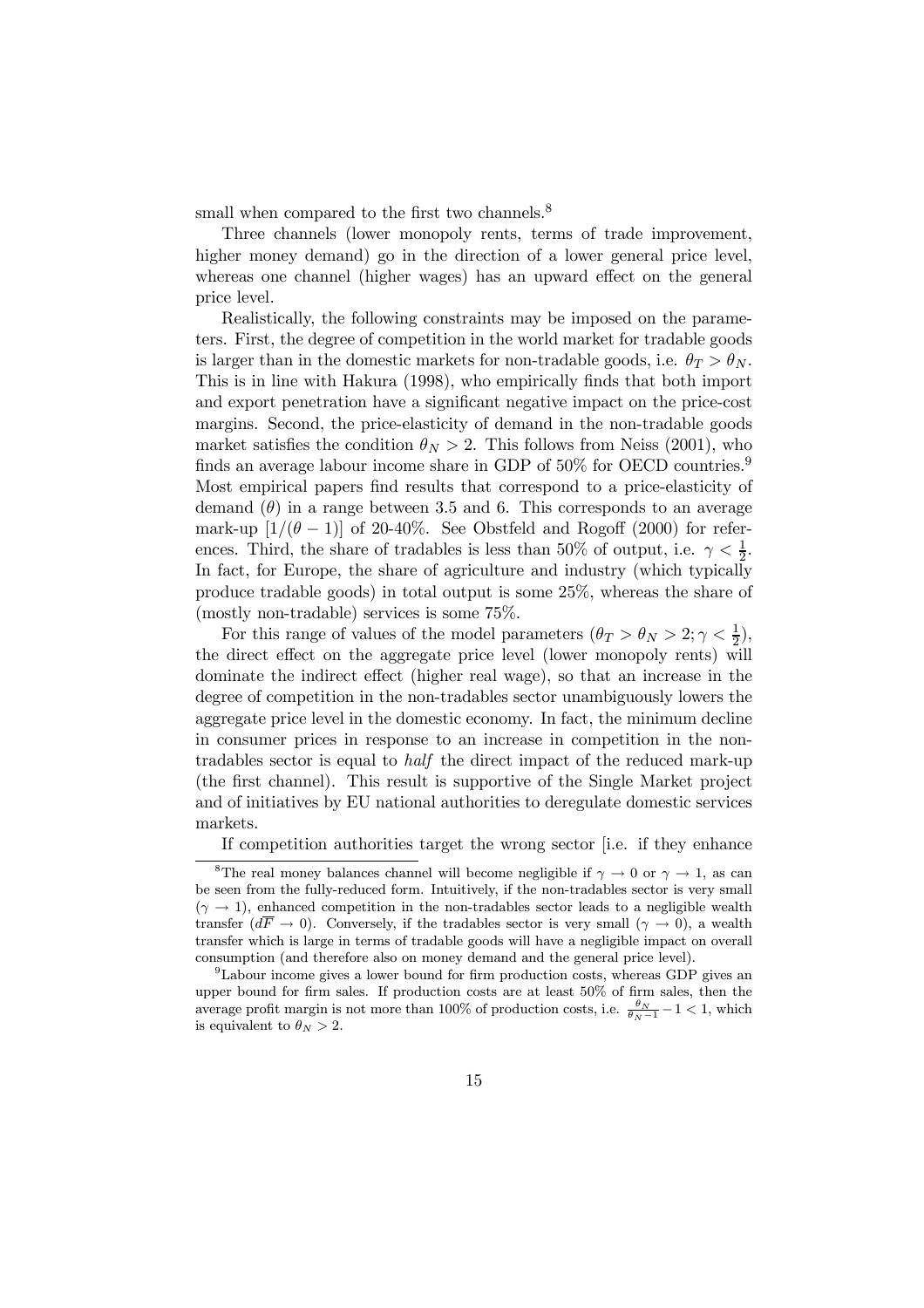small when compared to the first two channels.[8]

Three channels (lower monopoly rents, terms of trade improvement, higher money demand) go in the direction of a lower general price level, whereas one channel (higher wages) has an upward effect on the general price level.

Realistically, the following constraints may be imposed on the parameters. First, the degree of competition in the world market for tradable goods is larger than in the domestic markets for non-tradable goods, i.e. $\theta_T > \theta_N$. This is in line with Hakura (1998), who empirically finds that both import and export penetration have a significant negative impact on the price-cost margins. Second, the price-elasticity of demand in the non-tradable goods market satisfies the condition $\theta_N > 2$. This follows from Neiss (2001), who finds an average labour income share in GDP of 50% for OECD countries.[9] Most empirical papers find results that correspond to a price-elasticity of demand ($\theta$) in a range between 3.5 and 6. This corresponds to an average mark-up $[1/(\theta - 1)]$ of 20-40%. See Obstfeld and Rogoff (2000) for references. Third, the share of tradables is less than 50% of output, i.e. $\gamma < \frac{1}{2}$. In fact, for Europe, the share of agriculture and industry (which typically produce tradable goods) in total output is some 25%, whereas the share of (mostly non-tradable) services is some 75%.

For this range of values of the model parameters ($\theta_T > \theta_N > 2; \gamma < \frac{1}{2}$), the direct effect on the aggregate price level (lower monopoly rents) will dominate the indirect effect (higher real wage), so that an increase in the degree of competition in the non-tradables sector unambiguously lowers the aggregate price level in the domestic economy. In fact, the minimum decline in consumer prices in response to an increase in competition in the non-tradables sector is equal to *half* the direct impact of the reduced mark-up (the first channel). This result is supportive of the Single Market project and of initiatives by EU national authorities to deregulate domestic services markets.

If competition authorities target the wrong sector [i.e. if they enhance

[8] The real money balances channel will become negligible if $\gamma \to 0$ or $\gamma \to 1$, as can be seen from the fully-reduced form. Intuitively, if the non-tradables sector is very small ($\gamma \to 1$), enhanced competition in the non-tradables sector leads to a negligible wealth transfer ($d\overline{F} \to 0$). Conversely, if the tradables sector is very small ($\gamma \to 0$), a wealth transfer which is large in terms of tradable goods will have a negligible impact on overall consumption (and therefore also on money demand and the general price level).

[9] Labour income gives a lower bound for firm production costs, whereas GDP gives an upper bound for firm sales. If production costs are at least 50% of firm sales, then the average profit margin is not more than 100% of production costs, i.e. $\frac{\theta_N}{\theta_N - 1} - 1 < 1$, which is equivalent to $\theta_N > 2$.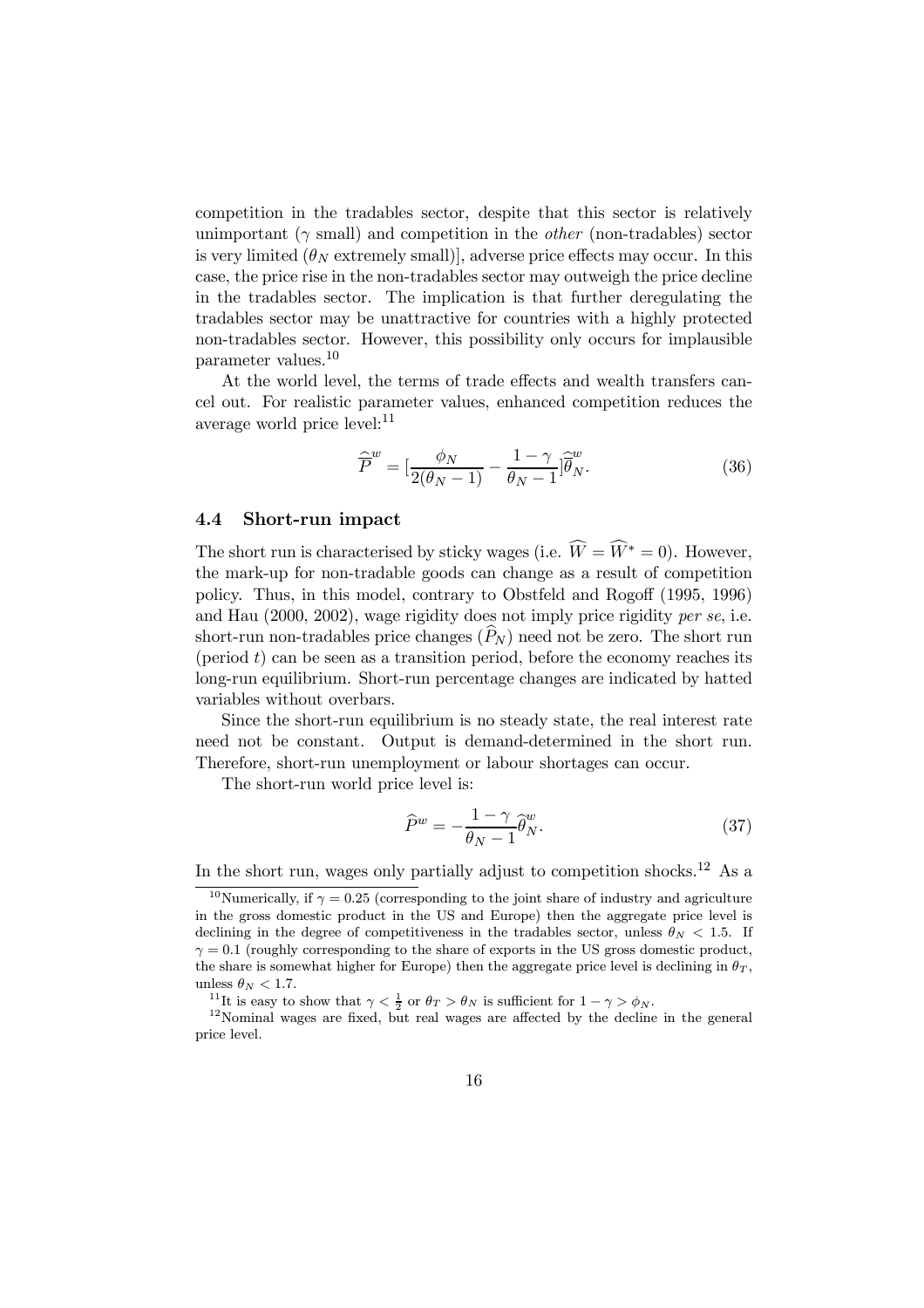competition in the tradables sector, despite that this sector is relatively unimportant ($\gamma$ small) and competition in the *other* (non-tradables) sector is very limited ($\theta_N$ extremely small)], adverse price effects may occur. In this case, the price rise in the non-tradables sector may outweigh the price decline in the tradables sector. The implication is that further deregulating the tradables sector may be unattractive for countries with a highly protected non-tradables sector. However, this possibility only occurs for implausible parameter values.[10]

At the world level, the terms of trade effects and wealth transfers cancel out. For realistic parameter values, enhanced competition reduces the average world price level:[11]

$$\widehat{\overline{P}}^w = [\frac{\phi_N}{2(\theta_N - 1)} - \frac{1-\gamma}{\theta_N - 1}]\widehat{\overline{\theta}}_N^w. \tag{36}$$

### 4.4 Short-run impact

The short run is characterised by sticky wages (i.e. $\widehat{W} = \widehat{W}^* = 0$). However, the mark-up for non-tradable goods can change as a result of competition policy. Thus, in this model, contrary to Obstfeld and Rogoff (1995, 1996) and Hau (2000, 2002), wage rigidity does not imply price rigidity *per se*, i.e. short-run non-tradables price changes ($\widehat{P}_N$) need not be zero. The short run (period $t$) can be seen as a transition period, before the economy reaches its long-run equilibrium. Short-run percentage changes are indicated by hatted variables without overbars.

Since the short-run equilibrium is no steady state, the real interest rate need not be constant. Output is demand-determined in the short run. Therefore, short-run unemployment or labour shortages can occur.

The short-run world price level is:

$$\widehat{P}^w = -\frac{1-\gamma}{\theta_N - 1}\widehat{\theta}_N^w. \tag{37}$$

In the short run, wages only partially adjust to competition shocks.[12] As a

---

[10] Numerically, if $\gamma = 0.25$ (corresponding to the joint share of industry and agriculture in the gross domestic product in the US and Europe) then the aggregate price level is declining in the degree of competitiveness in the tradables sector, unless $\theta_N < 1.5$. If $\gamma = 0.1$ (roughly corresponding to the share of exports in the US gross domestic product, the share is somewhat higher for Europe) then the aggregate price level is declining in $\theta_T$, unless $\theta_N < 1.7$.

[11] It is easy to show that $\gamma < \frac{1}{2}$ or $\theta_T > \theta_N$ is sufficient for $1 - \gamma > \phi_N$.

[12] Nominal wages are fixed, but real wages are affected by the decline in the general price level.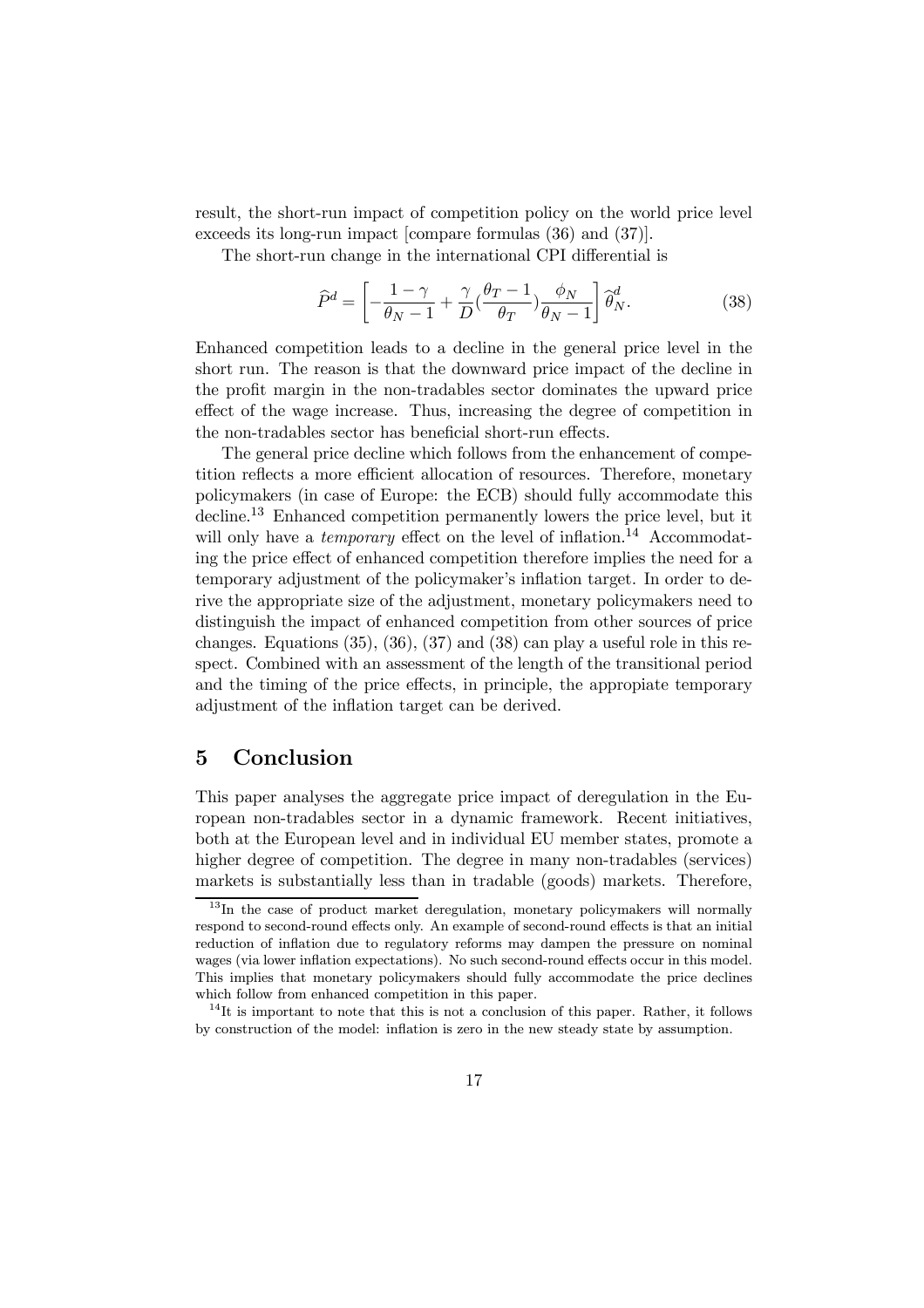result, the short-run impact of competition policy on the world price level exceeds its long-run impact [compare formulas (36) and (37)].

The short-run change in the international CPI differential is

$$\widehat{P}^d = \left[ -\frac{1-\gamma}{\theta_N - 1} + \frac{\gamma}{D}(\frac{\theta_T - 1}{\theta_T})\frac{\phi_N}{\theta_N - 1} \right] \widehat{\theta}_N^d. \tag{38}$$

Enhanced competition leads to a decline in the general price level in the short run. The reason is that the downward price impact of the decline in the profit margin in the non-tradables sector dominates the upward price effect of the wage increase. Thus, increasing the degree of competition in the non-tradables sector has beneficial short-run effects.

The general price decline which follows from the enhancement of competition reflects a more efficient allocation of resources. Therefore, monetary policymakers (in case of Europe: the ECB) should fully accommodate this decline.[13] Enhanced competition permanently lowers the price level, but it will only have a *temporary* effect on the level of inflation.[14] Accommodating the price effect of enhanced competition therefore implies the need for a temporary adjustment of the policymaker's inflation target. In order to derive the appropriate size of the adjustment, monetary policymakers need to distinguish the impact of enhanced competition from other sources of price changes. Equations (35), (36), (37) and (38) can play a useful role in this respect. Combined with an assessment of the length of the transitional period and the timing of the price effects, in principle, the appropiate temporary adjustment of the inflation target can be derived.

# 5 Conclusion

This paper analyses the aggregate price impact of deregulation in the European non-tradables sector in a dynamic framework. Recent initiatives, both at the European level and in individual EU member states, promote a higher degree of competition. The degree in many non-tradables (services) markets is substantially less than in tradable (goods) markets. Therefore,

[13] In the case of product market deregulation, monetary policymakers will normally respond to second-round effects only. An example of second-round effects is that an initial reduction of inflation due to regulatory reforms may dampen the pressure on nominal wages (via lower inflation expectations). No such second-round effects occur in this model. This implies that monetary policymakers should fully accommodate the price declines which follow from enhanced competition in this paper.

[14] It is important to note that this is not a conclusion of this paper. Rather, it follows by construction of the model: inflation is zero in the new steady state by assumption.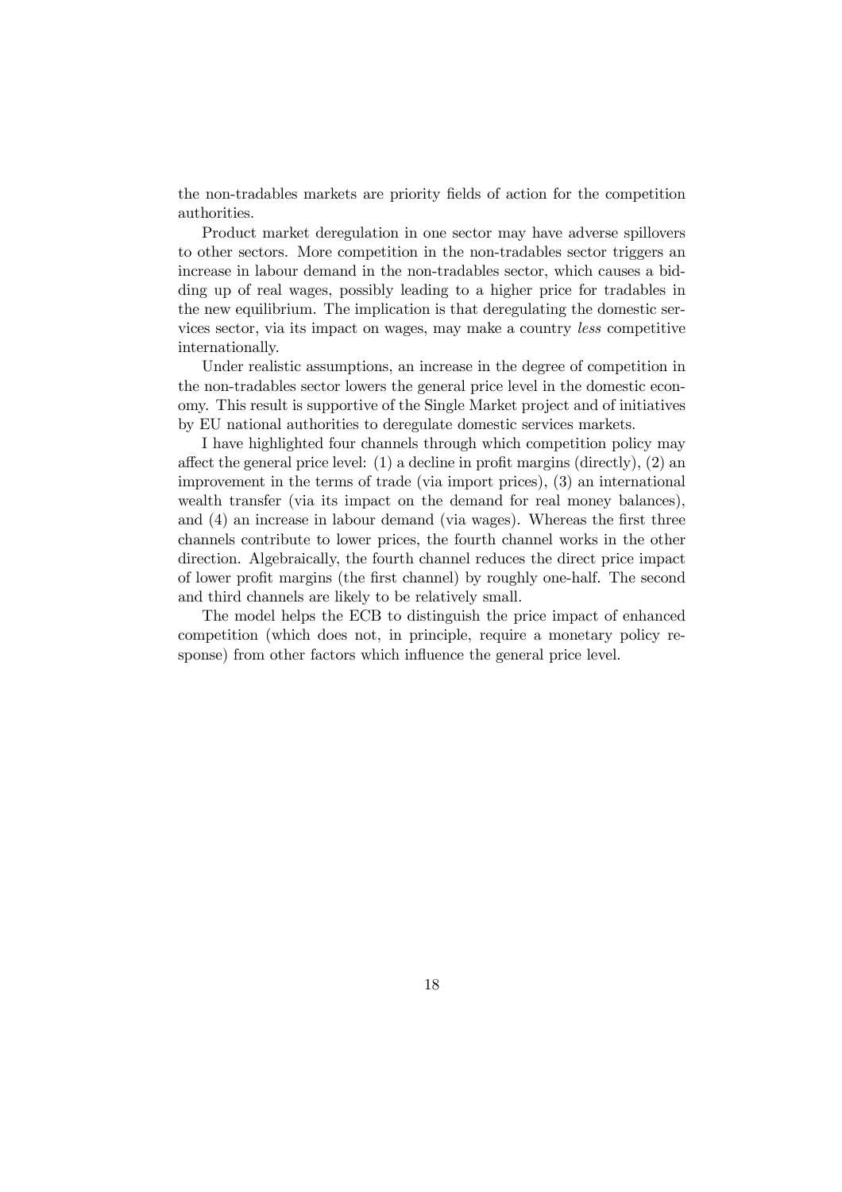the non-tradables markets are priority fields of action for the competition authorities.

Product market deregulation in one sector may have adverse spillovers to other sectors. More competition in the non-tradables sector triggers an increase in labour demand in the non-tradables sector, which causes a bidding up of real wages, possibly leading to a higher price for tradables in the new equilibrium. The implication is that deregulating the domestic services sector, via its impact on wages, may make a country *less* competitive internationally.

Under realistic assumptions, an increase in the degree of competition in the non-tradables sector lowers the general price level in the domestic economy. This result is supportive of the Single Market project and of initiatives by EU national authorities to deregulate domestic services markets.

I have highlighted four channels through which competition policy may affect the general price level: (1) a decline in profit margins (directly), (2) an improvement in the terms of trade (via import prices), (3) an international wealth transfer (via its impact on the demand for real money balances), and (4) an increase in labour demand (via wages). Whereas the first three channels contribute to lower prices, the fourth channel works in the other direction. Algebraically, the fourth channel reduces the direct price impact of lower profit margins (the first channel) by roughly one-half. The second and third channels are likely to be relatively small.

The model helps the ECB to distinguish the price impact of enhanced competition (which does not, in principle, require a monetary policy response) from other factors which influence the general price level.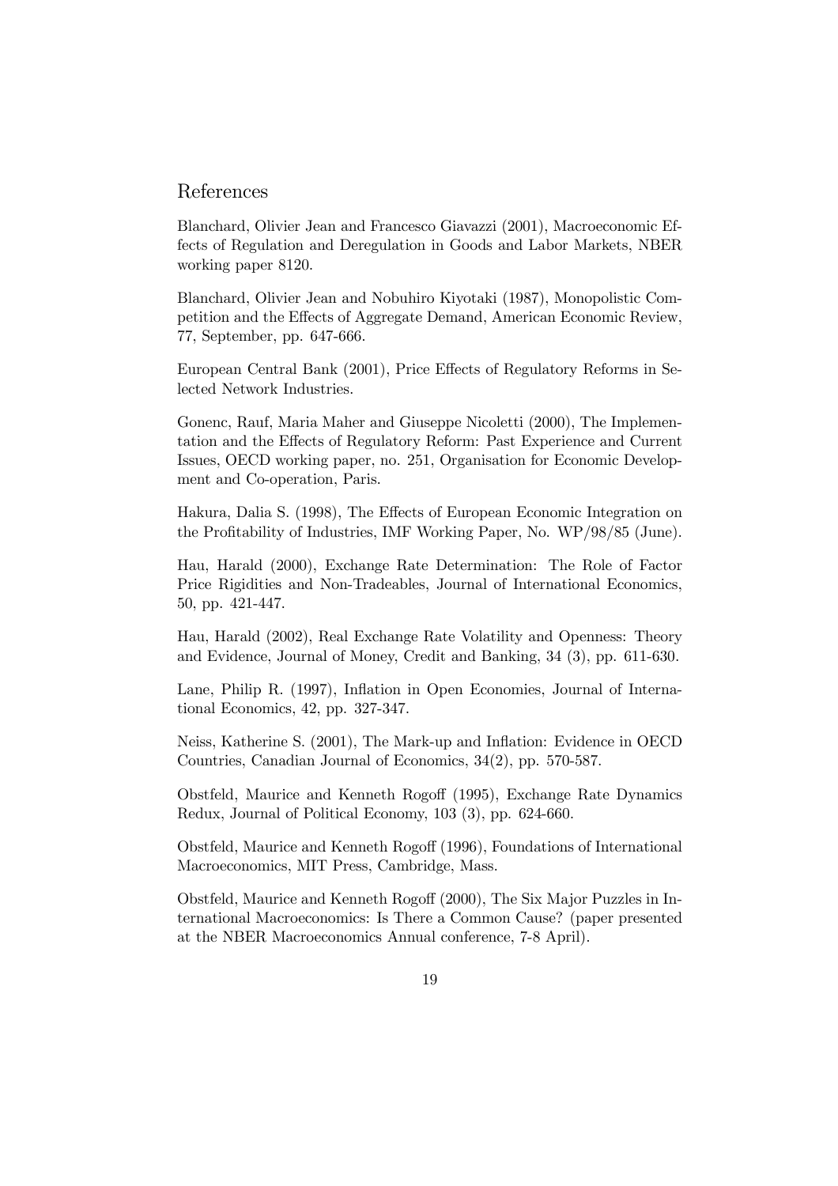## References

Blanchard, Olivier Jean and Francesco Giavazzi (2001), Macroeconomic Effects of Regulation and Deregulation in Goods and Labor Markets, NBER working paper 8120.

Blanchard, Olivier Jean and Nobuhiro Kiyotaki (1987), Monopolistic Competition and the Effects of Aggregate Demand, American Economic Review, 77, September, pp. 647-666.

European Central Bank (2001), Price Effects of Regulatory Reforms in Selected Network Industries.

Gonenc, Rauf, Maria Maher and Giuseppe Nicoletti (2000), The Implementation and the Effects of Regulatory Reform: Past Experience and Current Issues, OECD working paper, no. 251, Organisation for Economic Development and Co-operation, Paris.

Hakura, Dalia S. (1998), The Effects of European Economic Integration on the Profitability of Industries, IMF Working Paper, No. WP/98/85 (June).

Hau, Harald (2000), Exchange Rate Determination: The Role of Factor Price Rigidities and Non-Tradeables, Journal of International Economics, 50, pp. 421-447.

Hau, Harald (2002), Real Exchange Rate Volatility and Openness: Theory and Evidence, Journal of Money, Credit and Banking, 34 (3), pp. 611-630.

Lane, Philip R. (1997), Inflation in Open Economies, Journal of International Economics, 42, pp. 327-347.

Neiss, Katherine S. (2001), The Mark-up and Inflation: Evidence in OECD Countries, Canadian Journal of Economics, 34(2), pp. 570-587.

Obstfeld, Maurice and Kenneth Rogoff (1995), Exchange Rate Dynamics Redux, Journal of Political Economy, 103 (3), pp. 624-660.

Obstfeld, Maurice and Kenneth Rogoff (1996), Foundations of International Macroeconomics, MIT Press, Cambridge, Mass.

Obstfeld, Maurice and Kenneth Rogoff (2000), The Six Major Puzzles in International Macroeconomics: Is There a Common Cause? (paper presented at the NBER Macroeconomics Annual conference, 7-8 April).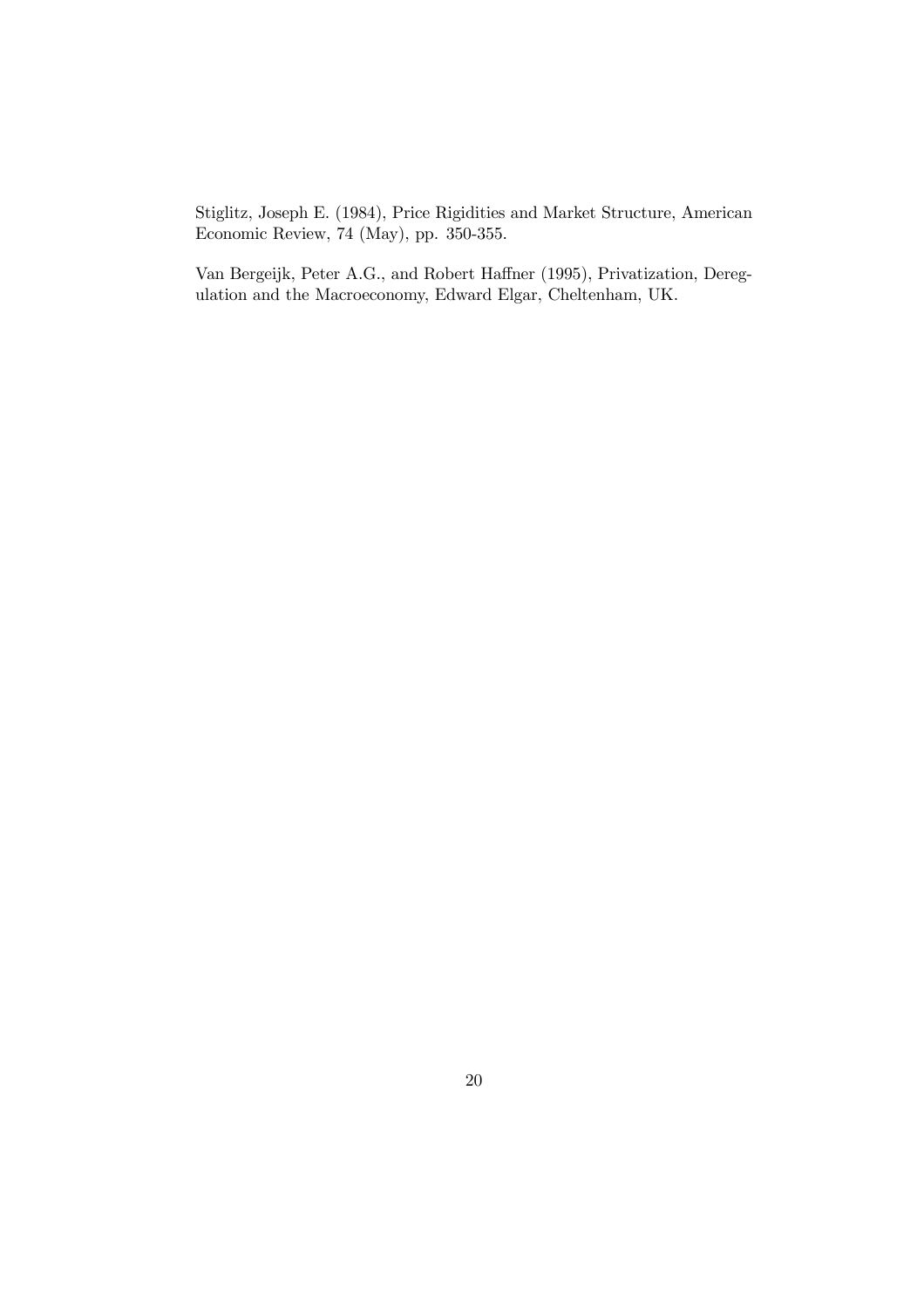Stiglitz, Joseph E. (1984), Price Rigidities and Market Structure, American Economic Review, 74 (May), pp. 350-355.

Van Bergeijk, Peter A.G., and Robert Haffner (1995), Privatization, Deregulation and the Macroeconomy, Edward Elgar, Cheltenham, UK.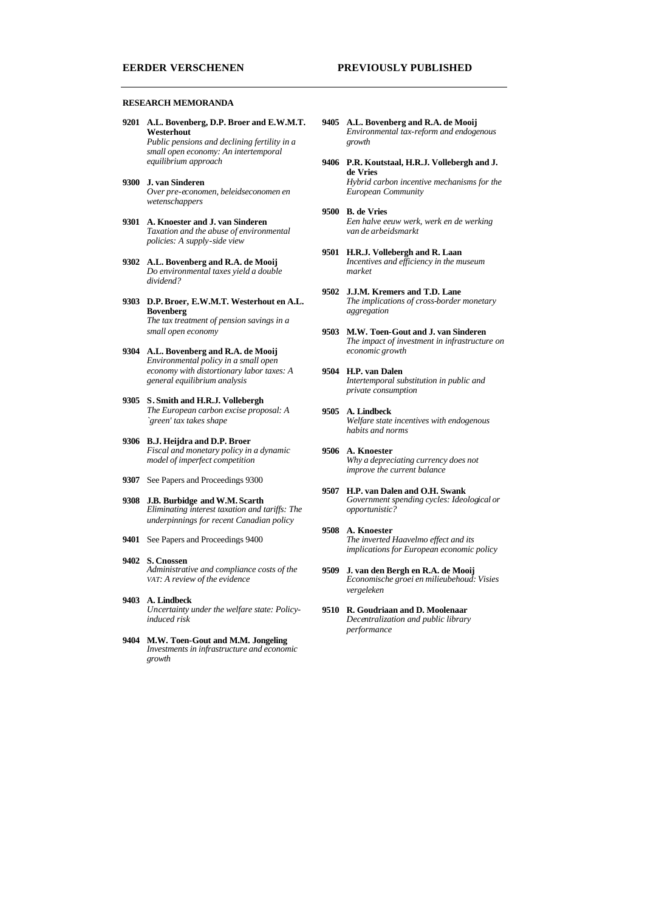**EERDER VERSCHENEN** **PREVIOUSLY PUBLISHED**

### RESEARCH MEMORANDA

**9201 A.L. Bovenberg, D.P. Broer and E.W.M.T. Westerhout**
*Public pensions and declining fertility in a small open economy: An intertemporal equilibrium approach*

**9300 J. van Sinderen**
*Over pre-economen, beleidseconomen en wetenschappers*

**9301 A. Knoester and J. van Sinderen**
*Taxation and the abuse of environmental policies: A supply-side view*

**9302 A.L. Bovenberg and R.A. de Mooij**
*Do environmental taxes yield a double dividend?*

**9303 D.P. Broer, E.W.M.T. Westerhout en A.L. Bovenberg**
*The tax treatment of pension savings in a small open economy*

**9304 A.L. Bovenberg and R.A. de Mooij**
*Environmental policy in a small open economy with distortionary labor taxes: A general equilibrium analysis*

**9305 S. Smith and H.R.J. Vollebergh**
*The European carbon excise proposal: A `green' tax takes shape*

**9306 B.J. Heijdra and D.P. Broer**
*Fiscal and monetary policy in a dynamic model of imperfect competition*

**9307** See Papers and Proceedings 9300

**9308 J.B. Burbidge and W.M. Scarth**
*Eliminating interest taxation and tariffs: The underpinnings for recent Canadian policy*

**9401** See Papers and Proceedings 9400

**9402 S. Cnossen**
*Administrative and compliance costs of the VAT: A review of the evidence*

**9403 A. Lindbeck**
*Uncertainty under the welfare state: Policy-induced risk*

**9404 M.W. Toen-Gout and M.M. Jongeling**
*Investments in infrastructure and economic growth*

**9405 A.L. Bovenberg and R.A. de Mooij**
*Environmental tax-reform and endogenous growth*

**9406 P.R. Koutstaal, H.R.J. Vollebergh and J. de Vries**
*Hybrid carbon incentive mechanisms for the European Community*

**9500 B. de Vries**
*Een halve eeuw werk, werk en de werking van de arbeidsmarkt*

**9501 H.R.J. Vollebergh and R. Laan**
*Incentives and efficiency in the museum market*

**9502 J.J.M. Kremers and T.D. Lane**
*The implications of cross-border monetary aggregation*

**9503 M.W. Toen-Gout and J. van Sinderen**
*The impact of investment in infrastructure on economic growth*

**9504 H.P. van Dalen**
*Intertemporal substitution in public and private consumption*

**9505 A. Lindbeck**
*Welfare state incentives with endogenous habits and norms*

**9506 A. Knoester**
*Why a depreciating currency does not improve the current balance*

**9507 H.P. van Dalen and O.H. Swank**
*Government spending cycles: Ideological or opportunistic?*

**9508 A. Knoester**
*The inverted Haavelmo effect and its implications for European economic policy*

**9509 J. van den Bergh en R.A. de Mooij**
*Economische groei en milieubehoud: Visies vergeleken*

**9510 R. Goudriaan and D. Moolenaar**
*Decentralization and public library performance*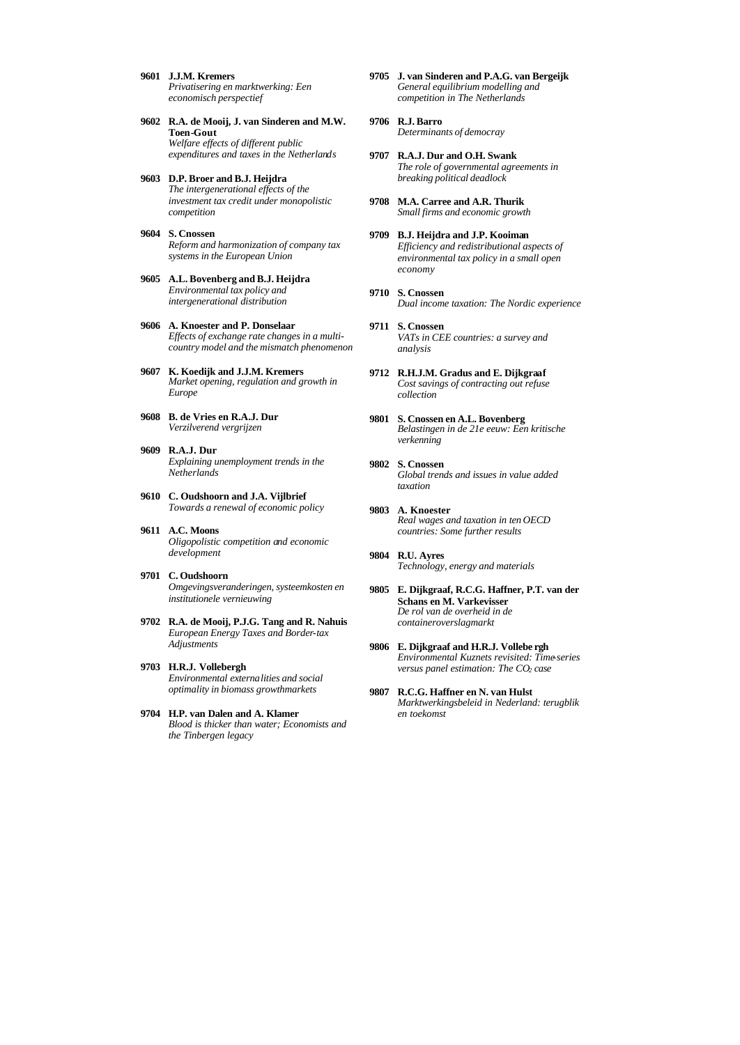**9601 J.J.M. Kremers**
*Privatisering en marktwerking: Een economisch perspectief*

**9602 R.A. de Mooij, J. van Sinderen and M.W. Toen-Gout**
*Welfare effects of different public expenditures and taxes in the Netherlands*

**9603 D.P. Broer and B.J. Heijdra**
*The intergenerational effects of the investment tax credit under monopolistic competition*

**9604 S. Cnossen**
*Reform and harmonization of company tax systems in the European Union*

**9605 A.L. Bovenberg and B.J. Heijdra**
*Environmental tax policy and intergenerational distribution*

**9606 A. Knoester and P. Donselaar**
*Effects of exchange rate changes in a multi-country model and the mismatch phenomenon*

**9607 K. Koedijk and J.J.M. Kremers**
*Market opening, regulation and growth in Europe*

**9608 B. de Vries en R.A.J. Dur**
*Verzilverend vergrijzen*

**9609 R.A.J. Dur**
*Explaining unemployment trends in the Netherlands*

**9610 C. Oudshoorn and J.A. Vijlbrief**
*Towards a renewal of economic policy*

**9611 A.C. Moons**
*Oligopolistic competition and economic development*

**9701 C. Oudshoorn**
*Omgevingsveranderingen, systeemkosten en institutionele vernieuwing*

**9702 R.A. de Mooij, P.J.G. Tang and R. Nahuis**
*European Energy Taxes and Border-tax Adjustments*

**9703 H.R.J. Vollebergh**
*Environmental externalities and social optimality in biomass growthmarkets*

**9704 H.P. van Dalen and A. Klamer**
*Blood is thicker than water; Economists and the Tinbergen legacy*

**9705 J. van Sinderen and P.A.G. van Bergeijk**
*General equilibrium modelling and competition in The Netherlands*

**9706 R.J. Barro**
*Determinants of democray*

**9707 R.A.J. Dur and O.H. Swank**
*The role of governmental agreements in breaking political deadlock*

**9708 M.A. Carree and A.R. Thurik**
*Small firms and economic growth*

**9709 B.J. Heijdra and J.P. Kooiman**
*Efficiency and redistributional aspects of environmental tax policy in a small open economy*

**9710 S. Cnossen**
*Dual income taxation: The Nordic experience*

**9711 S. Cnossen**
*VATs in CEE countries: a survey and analysis*

**9712 R.H.J.M. Gradus and E. Dijkgraaf**
*Cost savings of contracting out refuse collection*

**9801 S. Cnossen en A.L. Bovenberg**
*Belastingen in de 21e eeuw: Een kritische verkenning*

**9802 S. Cnossen**
*Global trends and issues in value added taxation*

**9803 A. Knoester**
*Real wages and taxation in ten OECD countries: Some further results*

**9804 R.U. Ayres**
*Technology, energy and materials*

**9805 E. Dijkgraaf, R.C.G. Haffner, P.T. van der Schans en M. Varkevisser**
*De rol van de overheid in de containeroverslagmarkt*

**9806 E. Dijkgraaf and H.R.J. Vollebergh**
*Environmental Kuznets revisited: Time-series versus panel estimation: The $CO_2$ case*

**9807 R.C.G. Haffner en N. van Hulst**
*Marktwerkingsbeleid in Nederland: terugblik en toekomst*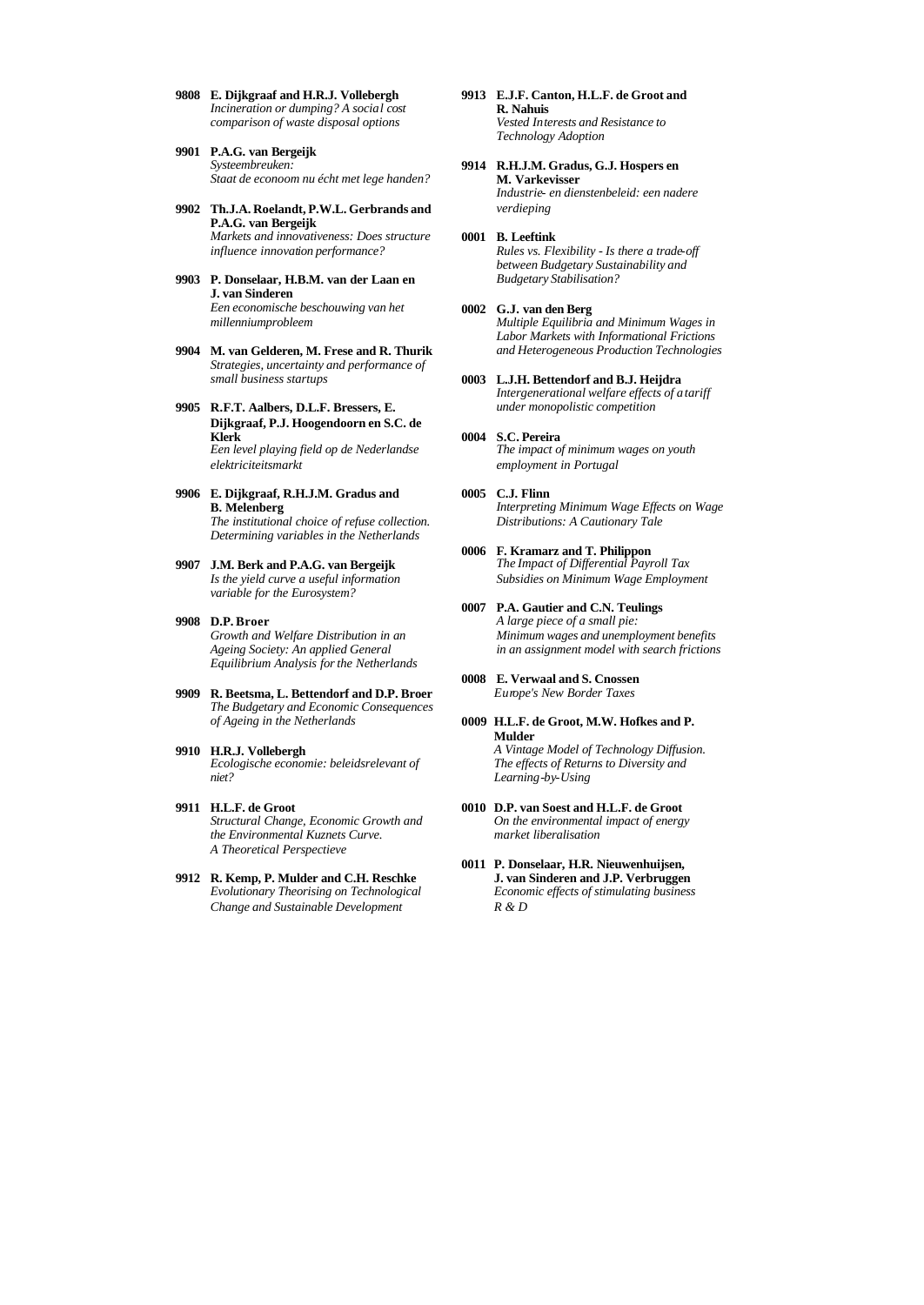**9808 E. Dijkgraaf and H.R.J. Vollebergh**
*Incineration or dumping? A social cost comparison of waste disposal options*

**9901 P.A.G. van Bergeijk**
*Systeembreuken: Staat de econoom nu écht met lege handen?*

**9902 Th.J.A. Roelandt, P.W.L. Gerbrands and P.A.G. van Bergeijk**
*Markets and innovativeness: Does structure influence innovation performance?*

**9903 P. Donselaar, H.B.M. van der Laan en J. van Sinderen**
*Een economische beschouwing van het millenniumprobleem*

**9904 M. van Gelderen, M. Frese and R. Thurik**
*Strategies, uncertainty and performance of small business startups*

**9905 R.F.T. Aalbers, D.L.F. Bressers, E. Dijkgraaf, P.J. Hoogendoorn en S.C. de Klerk**
*Een level playing field op de Nederlandse elektriciteitsmarkt*

**9906 E. Dijkgraaf, R.H.J.M. Gradus and B. Melenberg**
*The institutional choice of refuse collection. Determining variables in the Netherlands*

**9907 J.M. Berk and P.A.G. van Bergeijk**
*Is the yield curve a useful information variable for the Eurosystem?*

**9908 D.P. Broer**
*Growth and Welfare Distribution in an Ageing Society: An applied General Equilibrium Analysis for the Netherlands*

**9909 R. Beetsma, L. Bettendorf and D.P. Broer**
*The Budgetary and Economic Consequences of Ageing in the Netherlands*

**9910 H.R.J. Vollebergh**
*Ecologische economie: beleidsrelevant of niet?*

**9911 H.L.F. de Groot**
*Structural Change, Economic Growth and the Environmental Kuznets Curve. A Theoretical Perspectieve*

**9912 R. Kemp, P. Mulder and C.H. Reschke**
*Evolutionary Theorising on Technological Change and Sustainable Development*

**9913 E.J.F. Canton, H.L.F. de Groot and R. Nahuis**
*Vested Interests and Resistance to Technology Adoption*

**9914 R.H.J.M. Gradus, G.J. Hospers en M. Varkevisser**
*Industrie- en dienstenbeleid: een nadere verdieping*

**0001 B. Leeftink**
*Rules vs. Flexibility - Is there a trade-off between Budgetary Sustainability and Budgetary Stabilisation?*

**0002 G.J. van den Berg**
*Multiple Equilibria and Minimum Wages in Labor Markets with Informational Frictions and Heterogeneous Production Technologies*

**0003 L.J.H. Bettendorf and B.J. Heijdra**
*Intergenerational welfare effects of a tariff under monopolistic competition*

**0004 S.C. Pereira**
*The impact of minimum wages on youth employment in Portugal*

**0005 C.J. Flinn**
*Interpreting Minimum Wage Effects on Wage Distributions: A Cautionary Tale*

**0006 F. Kramarz and T. Philippon**
*The Impact of Differential Payroll Tax Subsidies on Minimum Wage Employment*

**0007 P.A. Gautier and C.N. Teulings**
*A large piece of a small pie: Minimum wages and unemployment benefits in an assignment model with search frictions*

**0008 E. Verwaal and S. Cnossen**
*Europe's New Border Taxes*

**0009 H.L.F. de Groot, M.W. Hofkes and P. Mulder**
*A Vintage Model of Technology Diffusion. The effects of Returns to Diversity and Learning-by-Using*

**0010 D.P. van Soest and H.L.F. de Groot**
*On the environmental impact of energy market liberalisation*

**0011 P. Donselaar, H.R. Nieuwenhuijsen, J. van Sinderen and J.P. Verbruggen**
*Economic effects of stimulating business R & D*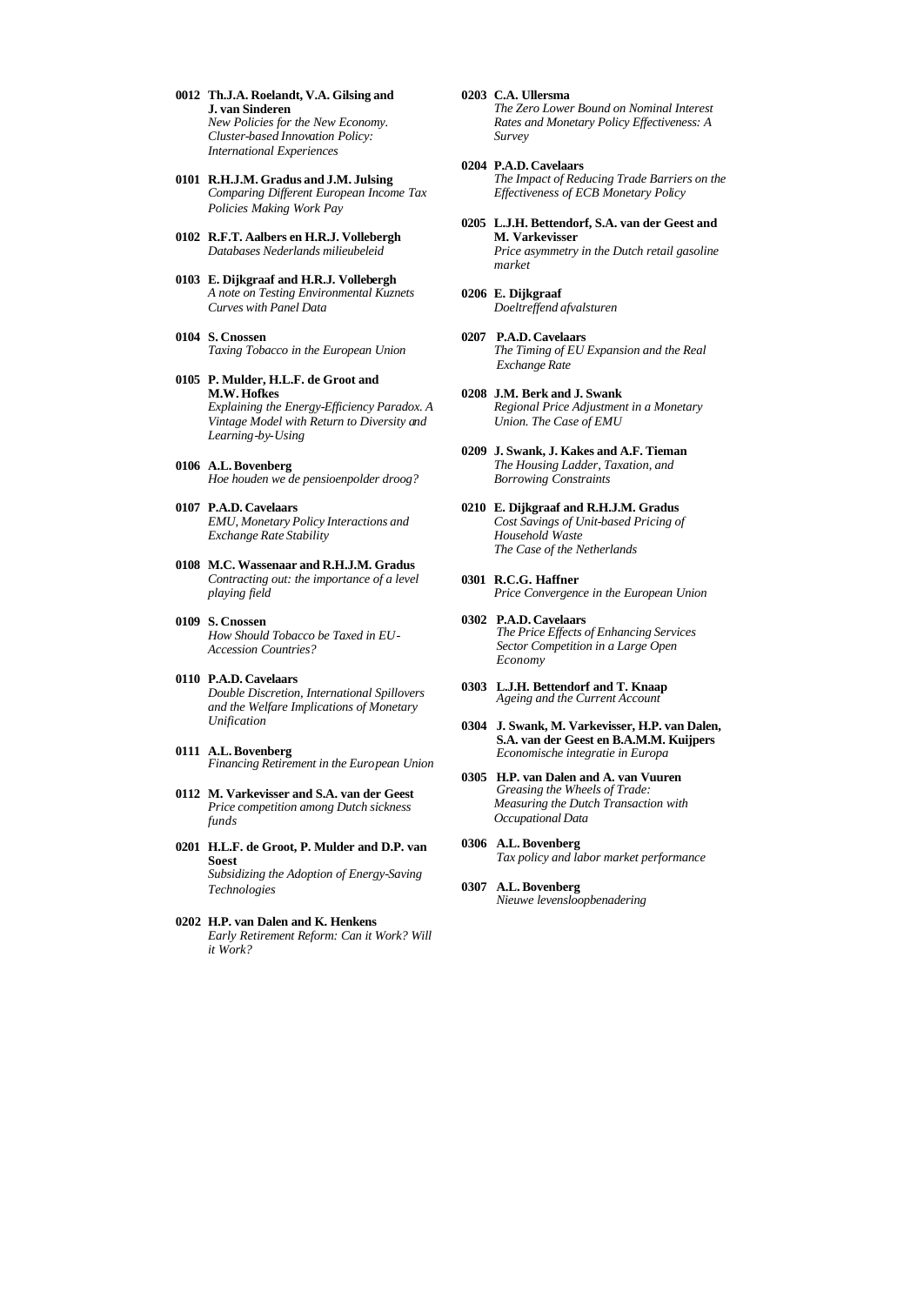**0012 Th.J.A. Roelandt, V.A. Gilsing and J. van Sinderen**
*New Policies for the New Economy. Cluster-based Innovation Policy: International Experiences*

**0101 R.H.J.M. Gradus and J.M. Julsing**
*Comparing Different European Income Tax Policies Making Work Pay*

**0102 R.F.T. Aalbers en H.R.J. Vollebergh**
*Databases Nederlands milieubeleid*

**0103 E. Dijkgraaf and H.R.J. Vollebergh**
*A note on Testing Environmental Kuznets Curves with Panel Data*

**0104 S. Cnossen**
*Taxing Tobacco in the European Union*

**0105 P. Mulder, H.L.F. de Groot and M.W. Hofkes**
*Explaining the Energy-Efficiency Paradox. A Vintage Model with Return to Diversity and Learning-by-Using*

**0106 A.L. Bovenberg**
*Hoe houden we de pensioenpolder droog?*

**0107 P.A.D. Cavelaars**
*EMU, Monetary Policy Interactions and Exchange Rate Stability*

**0108 M.C. Wassenaar and R.H.J.M. Gradus**
*Contracting out: the importance of a level playing field*

**0109 S. Cnossen**
*How Should Tobacco be Taxed in EU-Accession Countries?*

**0110 P.A.D. Cavelaars**
*Double Discretion, International Spillovers and the Welfare Implications of Monetary Unification*

**0111 A.L. Bovenberg**
*Financing Retirement in the European Union*

**0112 M. Varkevisser and S.A. van der Geest**
*Price competition among Dutch sickness funds*

**0201 H.L.F. de Groot, P. Mulder and D.P. van Soest**
*Subsidizing the Adoption of Energy-Saving Technologies*

**0202 H.P. van Dalen and K. Henkens**
*Early Retirement Reform: Can it Work? Will it Work?*

**0203 C.A. Ullersma**
*The Zero Lower Bound on Nominal Interest Rates and Monetary Policy Effectiveness: A Survey*

**0204 P.A.D. Cavelaars**
*The Impact of Reducing Trade Barriers on the Effectiveness of ECB Monetary Policy*

**0205 L.J.H. Bettendorf, S.A. van der Geest and M. Varkevisser**
*Price asymmetry in the Dutch retail gasoline market*

**0206 E. Dijkgraaf**
*Doeltreffend afvalsturen*

**0207 P.A.D. Cavelaars**
*The Timing of EU Expansion and the Real Exchange Rate*

**0208 J.M. Berk and J. Swank**
*Regional Price Adjustment in a Monetary Union. The Case of EMU*

**0209 J. Swank, J. Kakes and A.F. Tieman**
*The Housing Ladder, Taxation, and Borrowing Constraints*

**0210 E. Dijkgraaf and R.H.J.M. Gradus**
*Cost Savings of Unit-based Pricing of Household Waste The Case of the Netherlands*

**0301 R.C.G. Haffner**
*Price Convergence in the European Union*

**0302 P.A.D. Cavelaars**
*The Price Effects of Enhancing Services Sector Competition in a Large Open Economy*

**0303 L.J.H. Bettendorf and T. Knaap**
*Ageing and the Current Account*

**0304 J. Swank, M. Varkevisser, H.P. van Dalen, S.A. van der Geest en B.A.M.M. Kuijpers**
*Economische integratie in Europa*

**0305 H.P. van Dalen and A. van Vuuren**
*Greasing the Wheels of Trade: Measuring the Dutch Transaction with Occupational Data*

**0306 A.L. Bovenberg**
*Tax policy and labor market performance*

**0307 A.L. Bovenberg**
*Nieuwe levensloopbenadering*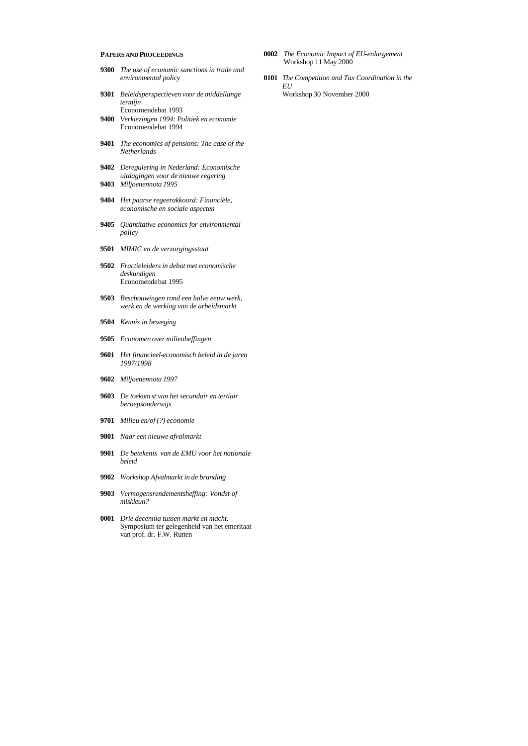**PAPERS AND PROCEEDINGS**

**9300** *The use of economic sanctions in trade and environmental policy*

**9301** *Beleidsperspectieven voor de middellange termijn*
Economendebat 1993

**9400** *Verkiezingen 1994: Politiek en economie*
Economendebat 1994

**9401** *The economics of pensions: The case of the Netherlands*

**9402** *Deregulering in Nederland: Economische uitdagingen voor de nieuwe regering*

**9403** *Miljoenennota 1995*

**9404** *Het paarse regeerakkoord: Financiële, economische en sociale aspecten*

**9405** *Quantitative economics for environmental policy*

**9501** *MIMIC en de verzorgingsstaat*

**9502** *Fractieleiders in debat met economische deskundigen*
Economendebat 1995

**9503** *Beschouwingen rond een halve eeuw werk, werk en de werking van de arbeidsmarkt*

**9504** *Kennis in beweging*

**9505** *Economen over milieuheffingen*

**9601** *Het financieel-economisch beleid in de jaren 1997/1998*

**9602** *Miljoenennota 1997*

**9603** *De toekomst van het secundair en tertiair beroepsonderwijs*

**9701** *Milieu en/of (?) economie*

**9801** *Naar een nieuwe afvalmarkt*

**9901** *De betekenis van de EMU voor het nationale beleid*

**9902** *Workshop Afvalmarkt in de branding*

**9903** *Vermogensrendementsheffing: Vondst of miskleun?*

**0001** *Drie decennia tussen markt en macht.*
Symposium ter gelegenheid van het emeritaat van prof. dr. F.W. Rutten

**0002** *The Economic Impact of EU-enlargement*
Workshop 11 May 2000

**0101** *The Competition and Tax Coordination in the EU*
Workshop 30 November 2000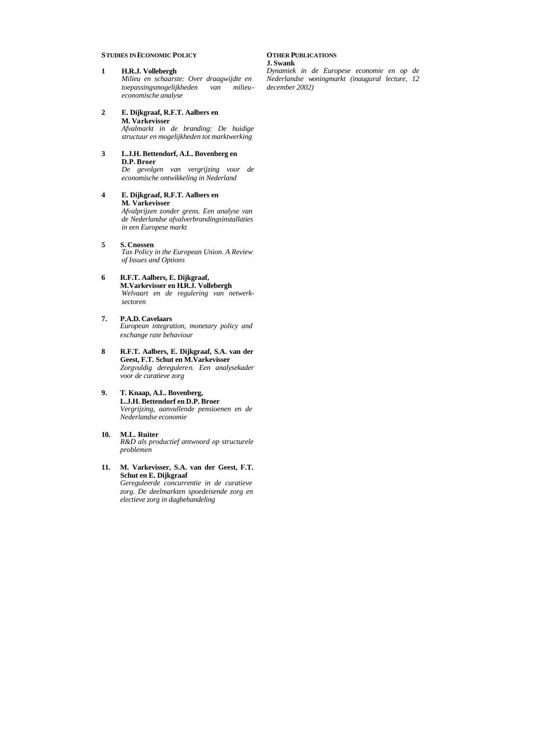## Studies in Economic Policy

1. **H.R.J. Vollebergh**
   *Milieu en schaarste: Over draagwijdte en toepassingsmogelijkheden van milieu-economische analyse*

2. **E. Dijkgraaf, R.F.T. Aalbers en M. Varkevisser**
   *Afvalmarkt in de branding: De huidige structuur en mogelijkheden tot marktwerking*

3. **L.J.H. Bettendorf, A.L. Bovenberg en D.P. Broer**
   *De gevolgen van vergrijzing voor de economische ontwikkeling in Nederland*

4. **E. Dijkgraaf, R.F.T. Aalbers en M. Varkevisser**
   *Afvalprijzen zonder grens. Een analyse van de Nederlandse afvalverbrandingsinstallaties in een Europese markt*

5. **S. Cnossen**
   *Tax Policy in the European Union. A Review of Issues and Options*

6. **R.F.T. Aalbers, E. Dijkgraaf, M.Varkevisser en H.R.J. Vollebergh**
   *Welvaart en de regulering van netwerksectoren*

7. **P.A.D. Cavelaars**
   *European integration, monetary policy and exchange rate behaviour*

8. **R.F.T. Aalbers, E. Dijkgraaf, S.A. van der Geest, F.T. Schut en M.Varkevisser**
   *Zorgvuldig dereguleren. Een analysekader voor de curatieve zorg*

9. **T. Knaap, A.L. Bovenberg, L.J.H. Bettendorf en D.P. Broer**
   *Vergrijzing, aanvullende pensioenen en de Nederlandse economie*

10. **M.L. Ruiter**
    *R&D als productief antwoord op structurele problemen*

11. **M. Varkevisser, S.A. van der Geest, F.T. Schut en E. Dijkgraaf**
    *Gereguleerde concurrentie in de curatieve zorg. De deelmarkten spoedeisende zorg en electieve zorg in dagbehandeling*

## Other Publications

**J. Swank**
*Dynamiek in de Europese economie en op de Nederlandse woningmarkt (inaugural lecture, 12 december 2002)*